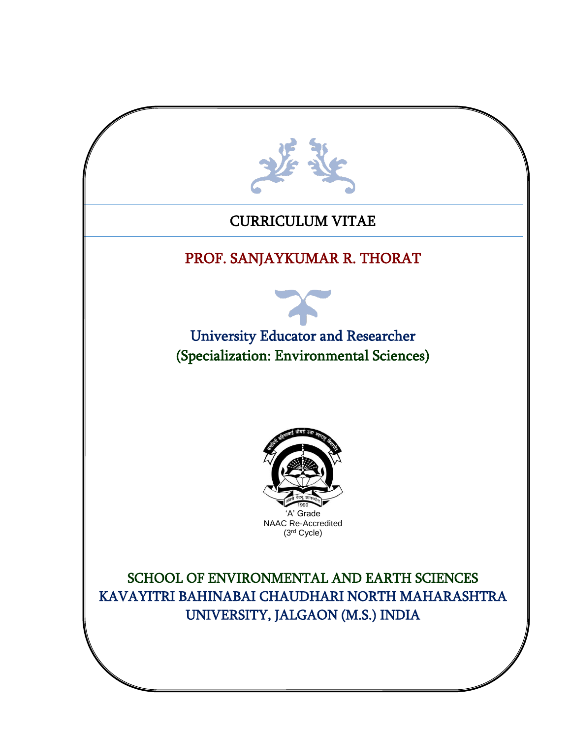# CURRICULUM VITAE

## PROF. SANJAYKUMAR R. THORAT

University Educator and Researcher
(Specialization: Environmental Sciences)

'A' Grade
NAAC Re-Accredited
(3rd Cycle)

SCHOOL OF ENVIRONMENTAL AND EARTH SCIENCES
KAVAYITRI BAHINABAI CHAUDHARI NORTH MAHARASHTRA UNIVERSITY, JALGAON (M.S.) INDIA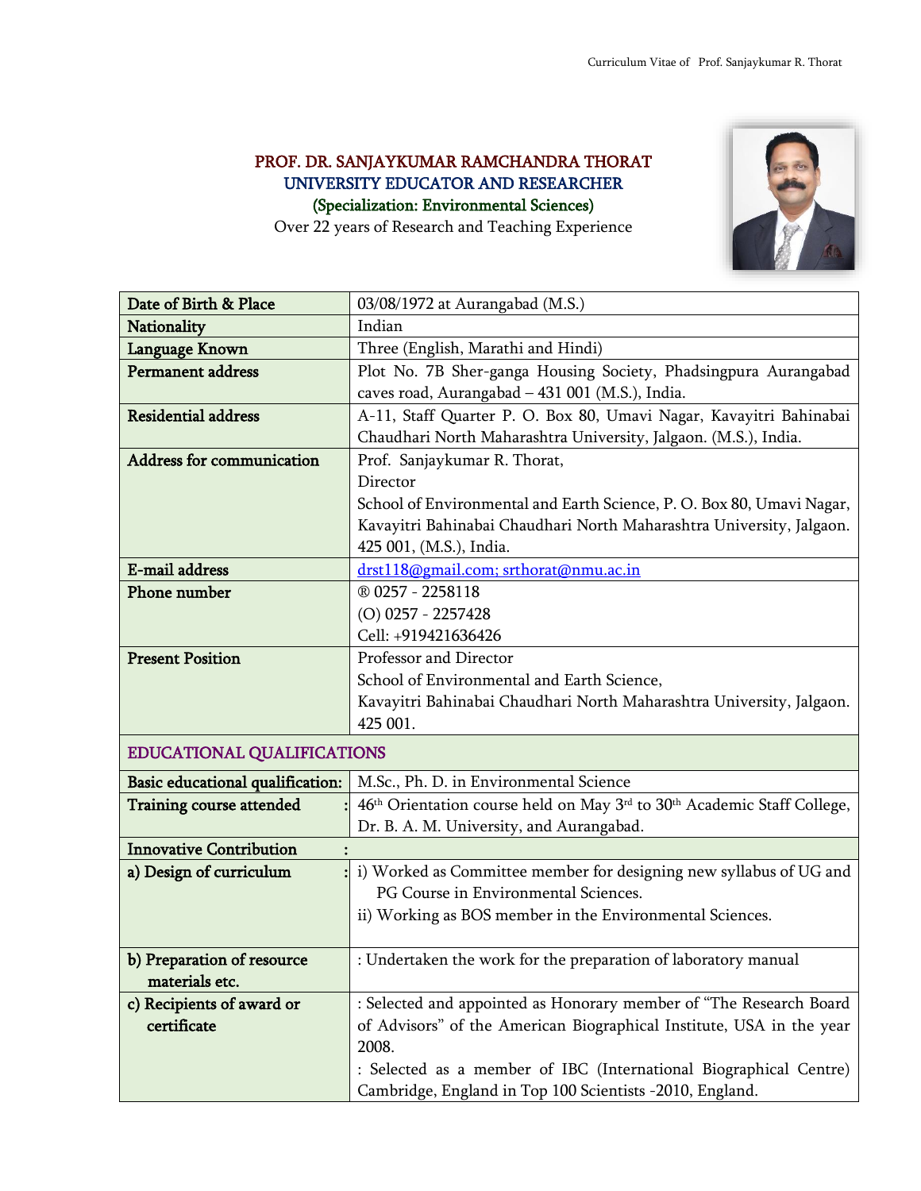# PROF. DR. SANJAYKUMAR RAMCHANDRA THORAT

## UNIVERSITY EDUCATOR AND RESEARCHER

### (Specialization: Environmental Sciences)

Over 22 years of Research and Teaching Experience

| | |
|---|---|
| **Date of Birth & Place** | 03/08/1972 at Aurangabad (M.S.) |
| **Nationality** | Indian |
| **Language Known** | Three (English, Marathi and Hindi) |
| **Permanent address** | Plot No. 7B Sher-ganga Housing Society, Phadsingpura Aurangabad caves road, Aurangabad – 431 001 (M.S.), India. |
| **Residential address** | A-11, Staff Quarter P. O. Box 80, Umavi Nagar, Kavayitri Bahinabai Chaudhari North Maharashtra University, Jalgaon. (M.S.), India. |
| **Address for communication** | Prof. Sanjaykumar R. Thorat,<br>Director<br>School of Environmental and Earth Science, P. O. Box 80, Umavi Nagar, Kavayitri Bahinabai Chaudhari North Maharashtra University, Jalgaon. 425 001, (M.S.), India. |
| **E-mail address** | drst118@gmail.com; srthorat@nmu.ac.in |
| **Phone number** | ® 0257 - 2258118<br>(O) 0257 - 2257428<br>Cell: +919421636426 |
| **Present Position** | Professor and Director<br>School of Environmental and Earth Science,<br>Kavayitri Bahinabai Chaudhari North Maharashtra University, Jalgaon. 425 001. |

## EDUCATIONAL QUALIFICATIONS

| | |
|---|---|
| **Basic educational qualification:** | M.Sc., Ph. D. in Environmental Science |
| **Training course attended :** | 46th Orientation course held on May 3rd to 30th Academic Staff College, Dr. B. A. M. University, and Aurangabad. |
| **Innovative Contribution :** | |
| **a) Design of curriculum :** | i) Worked as Committee member for designing new syllabus of UG and PG Course in Environmental Sciences.<br>ii) Working as BOS member in the Environmental Sciences. |
| **b) Preparation of resource materials etc.** | : Undertaken the work for the preparation of laboratory manual |
| **c) Recipients of award or certificate** | : Selected and appointed as Honorary member of "The Research Board of Advisors" of the American Biographical Institute, USA in the year 2008.<br>: Selected as a member of IBC (International Biographical Centre) Cambridge, England in Top 100 Scientists -2010, England. |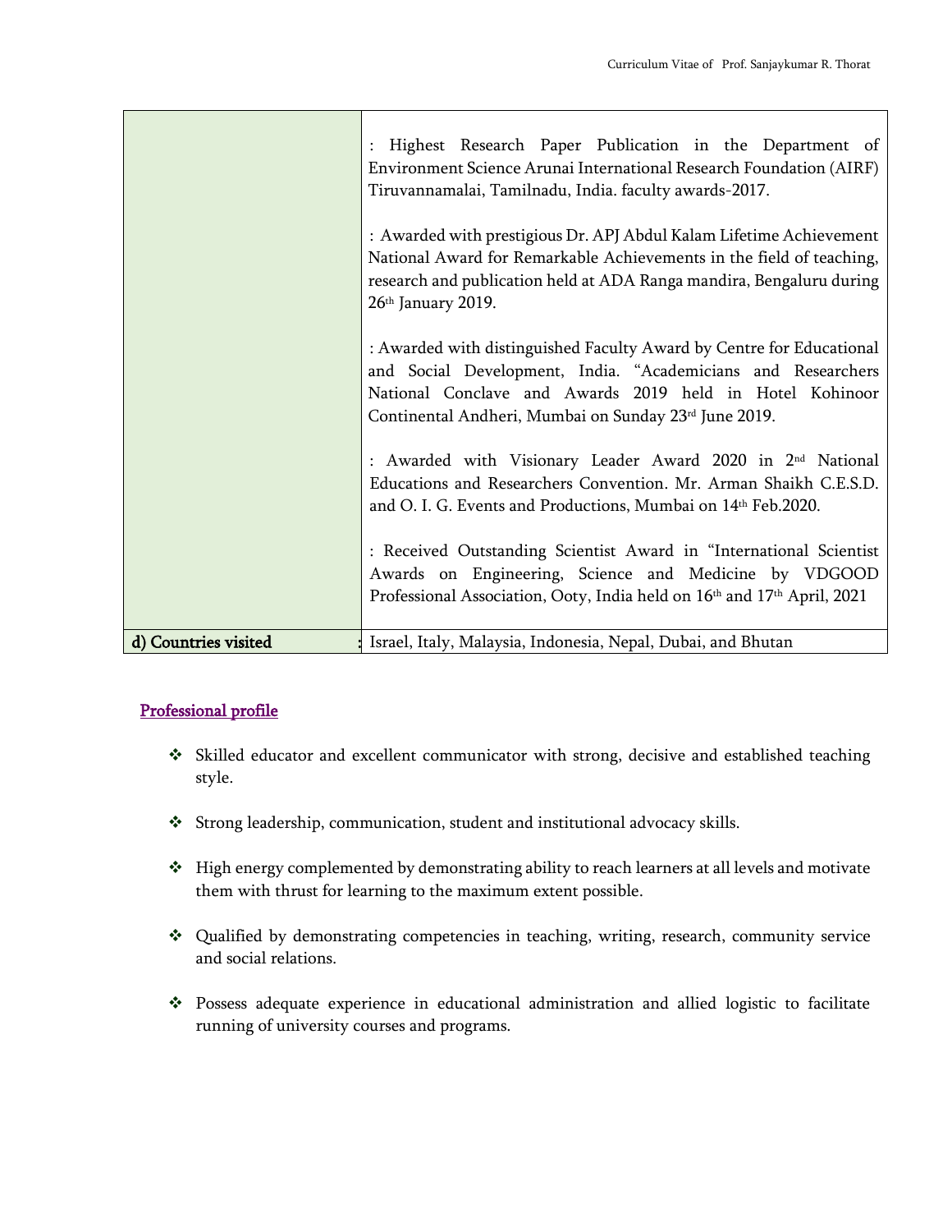| | |
|---|---|
| | : Highest Research Paper Publication in the Department of Environment Science Arunai International Research Foundation (AIRF) Tiruvannamalai, Tamilnadu, India. faculty awards-2017.<br><br>: Awarded with prestigious Dr. APJ Abdul Kalam Lifetime Achievement National Award for Remarkable Achievements in the field of teaching, research and publication held at ADA Ranga mandira, Bengaluru during 26th January 2019.<br><br>: Awarded with distinguished Faculty Award by Centre for Educational and Social Development, India. "Academicians and Researchers National Conclave and Awards 2019 held in Hotel Kohinoor Continental Andheri, Mumbai on Sunday 23rd June 2019.<br><br>: Awarded with Visionary Leader Award 2020 in 2nd National Educations and Researchers Convention. Mr. Arman Shaikh C.E.S.D. and O. I. G. Events and Productions, Mumbai on 14th Feb.2020.<br><br>: Received Outstanding Scientist Award in "International Scientist Awards on Engineering, Science and Medicine by VDGOOD Professional Association, Ooty, India held on 16th and 17th April, 2021 |
| **d) Countries visited** : | Israel, Italy, Malaysia, Indonesia, Nepal, Dubai, and Bhutan |

## Professional profile

- Skilled educator and excellent communicator with strong, decisive and established teaching style.
- Strong leadership, communication, student and institutional advocacy skills.
- High energy complemented by demonstrating ability to reach learners at all levels and motivate them with thrust for learning to the maximum extent possible.
- Qualified by demonstrating competencies in teaching, writing, research, community service and social relations.
- Possess adequate experience in educational administration and allied logistic to facilitate running of university courses and programs.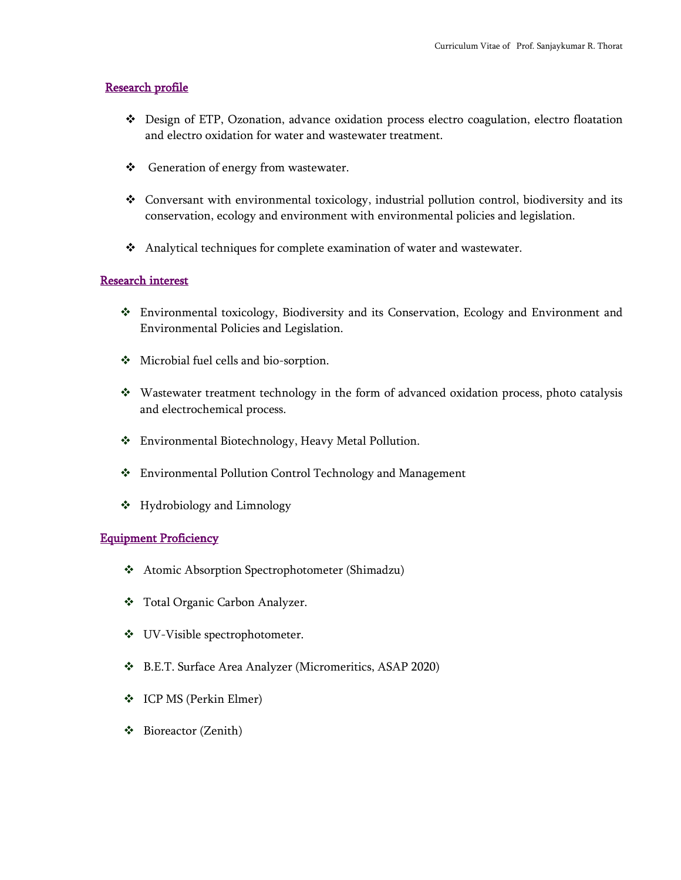## Research profile

- Design of ETP, Ozonation, advance oxidation process electro coagulation, electro floatation and electro oxidation for water and wastewater treatment.

- Generation of energy from wastewater.

- Conversant with environmental toxicology, industrial pollution control, biodiversity and its conservation, ecology and environment with environmental policies and legislation.

- Analytical techniques for complete examination of water and wastewater.

## Research interest

- Environmental toxicology, Biodiversity and its Conservation, Ecology and Environment and Environmental Policies and Legislation.

- Microbial fuel cells and bio-sorption.

- Wastewater treatment technology in the form of advanced oxidation process, photo catalysis and electrochemical process.

- Environmental Biotechnology, Heavy Metal Pollution.

- Environmental Pollution Control Technology and Management

- Hydrobiology and Limnology

## Equipment Proficiency

- Atomic Absorption Spectrophotometer (Shimadzu)

- Total Organic Carbon Analyzer.

- UV-Visible spectrophotometer.

- B.E.T. Surface Area Analyzer (Micromeritics, ASAP 2020)

- ICP MS (Perkin Elmer)

- Bioreactor (Zenith)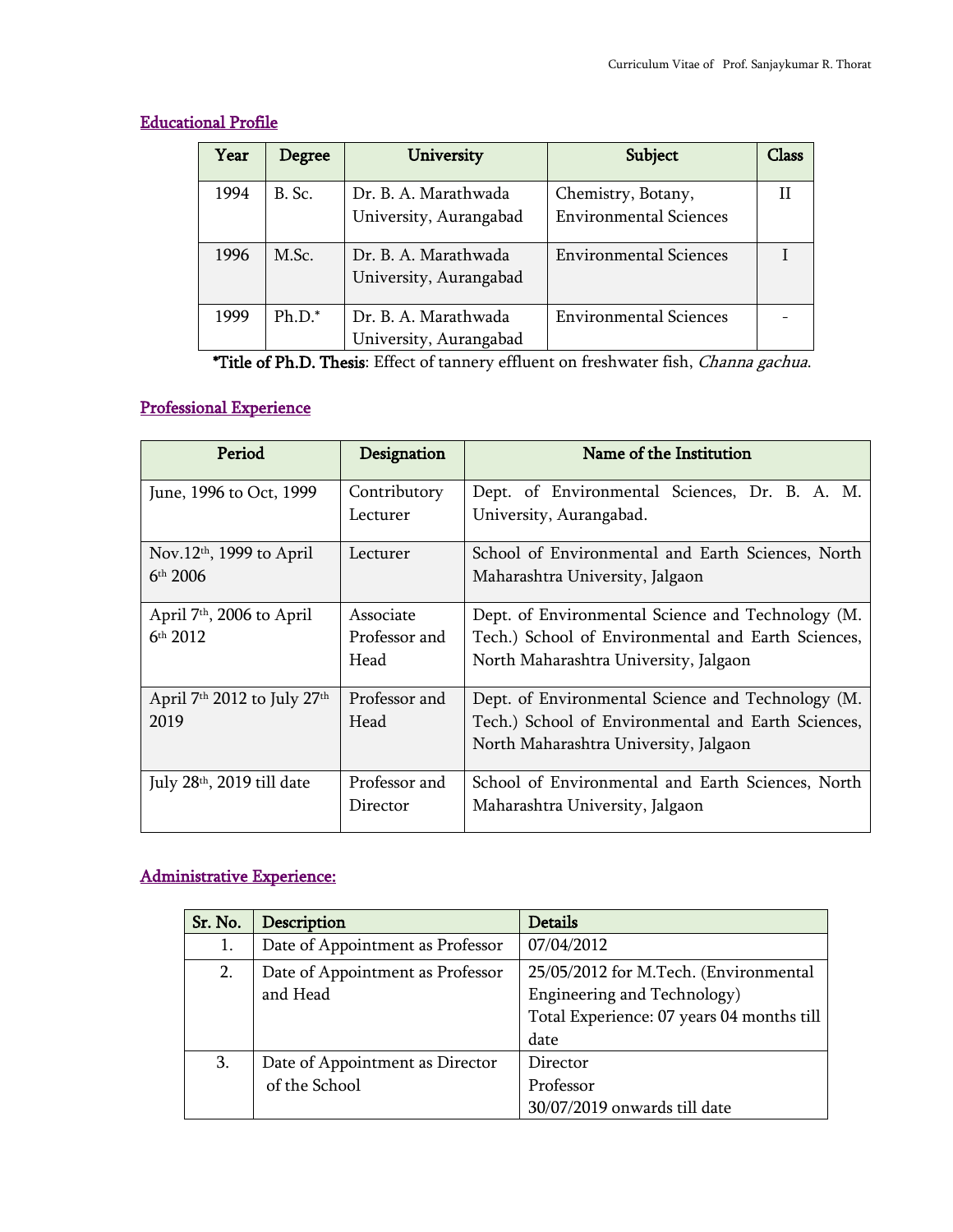## Educational Profile

| Year | Degree | University | Subject | Class |
|---|---|---|---|---|
| 1994 | B. Sc. | Dr. B. A. Marathwada University, Aurangabad | Chemistry, Botany, Environmental Sciences | II |
| 1996 | M.Sc. | Dr. B. A. Marathwada University, Aurangabad | Environmental Sciences | I |
| 1999 | Ph.D.* | Dr. B. A. Marathwada University, Aurangabad | Environmental Sciences | - |

***Title of Ph.D. Thesis**: Effect of tannery effluent on freshwater fish, *Channa gachua*.

## Professional Experience

| Period | Designation | Name of the Institution |
|---|---|---|
| June, 1996 to Oct, 1999 | Contributory Lecturer | Dept. of Environmental Sciences, Dr. B. A. M. University, Aurangabad. |
| Nov.12th, 1999 to April 6th 2006 | Lecturer | School of Environmental and Earth Sciences, North Maharashtra University, Jalgaon |
| April 7th, 2006 to April 6th 2012 | Associate Professor and Head | Dept. of Environmental Science and Technology (M. Tech.) School of Environmental and Earth Sciences, North Maharashtra University, Jalgaon |
| April 7th 2012 to July 27th 2019 | Professor and Head | Dept. of Environmental Science and Technology (M. Tech.) School of Environmental and Earth Sciences, North Maharashtra University, Jalgaon |
| July 28th, 2019 till date | Professor and Director | School of Environmental and Earth Sciences, North Maharashtra University, Jalgaon |

## Administrative Experience:

| Sr. No. | Description | Details |
|---|---|---|
| 1. | Date of Appointment as Professor | 07/04/2012 |
| 2. | Date of Appointment as Professor and Head | 25/05/2012 for M.Tech. (Environmental Engineering and Technology)<br>Total Experience: 07 years 04 months till date |
| 3. | Date of Appointment as Director of the School | Director<br>Professor<br>30/07/2019 onwards till date |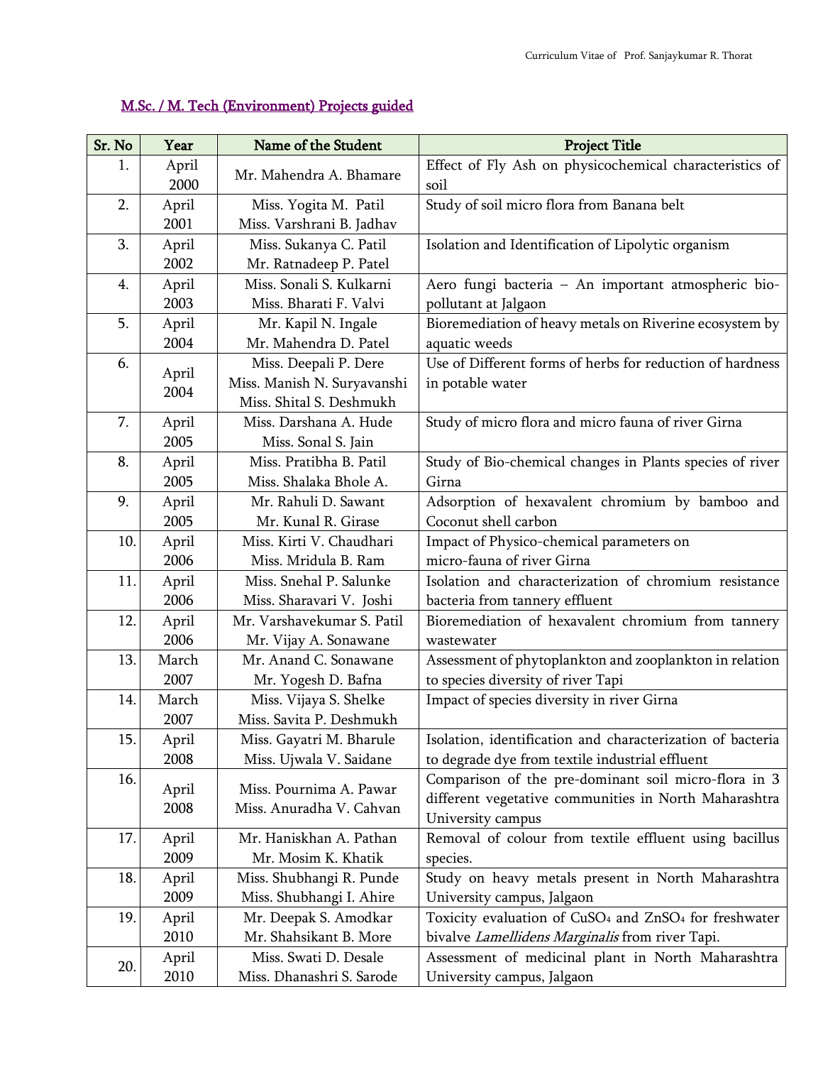## M.Sc. / M. Tech (Environment) Projects guided

| Sr. No | Year | Name of the Student | Project Title |
|---|---|---|---|
| 1. | April 2000 | Mr. Mahendra A. Bhamare | Effect of Fly Ash on physicochemical characteristics of soil |
| 2. | April 2001 | Miss. Yogita M. Patil<br>Miss. Varshrani B. Jadhav | Study of soil micro flora from Banana belt |
| 3. | April 2002 | Miss. Sukanya C. Patil<br>Mr. Ratnadeep P. Patel | Isolation and Identification of Lipolytic organism |
| 4. | April 2003 | Miss. Sonali S. Kulkarni<br>Miss. Bharati F. Valvi | Aero fungi bacteria – An important atmospheric bio-pollutant at Jalgaon |
| 5. | April 2004 | Mr. Kapil N. Ingale<br>Mr. Mahendra D. Patel | Bioremediation of heavy metals on Riverine ecosystem by aquatic weeds |
| 6. | April 2004 | Miss. Deepali P. Dere<br>Miss. Manish N. Suryavanshi<br>Miss. Shital S. Deshmukh | Use of Different forms of herbs for reduction of hardness in potable water |
| 7. | April 2005 | Miss. Darshana A. Hude<br>Miss. Sonal S. Jain | Study of micro flora and micro fauna of river Girna |
| 8. | April 2005 | Miss. Pratibha B. Patil<br>Miss. Shalaka Bhole A. | Study of Bio-chemical changes in Plants species of river Girna |
| 9. | April 2005 | Mr. Rahuli D. Sawant<br>Mr. Kunal R. Girase | Adsorption of hexavalent chromium by bamboo and Coconut shell carbon |
| 10. | April 2006 | Miss. Kirti V. Chaudhari<br>Miss. Mridula B. Ram | Impact of Physico-chemical parameters on micro-fauna of river Girna |
| 11. | April 2006 | Miss. Snehal P. Salunke<br>Miss. Sharavari V. Joshi | Isolation and characterization of chromium resistance bacteria from tannery effluent |
| 12. | April 2006 | Mr. Varshavekumar S. Patil<br>Mr. Vijay A. Sonawane | Bioremediation of hexavalent chromium from tannery wastewater |
| 13. | March 2007 | Mr. Anand C. Sonawane<br>Mr. Yogesh D. Bafna | Assessment of phytoplankton and zooplankton in relation to species diversity of river Tapi |
| 14. | March 2007 | Miss. Vijaya S. Shelke<br>Miss. Savita P. Deshmukh | Impact of species diversity in river Girna |
| 15. | April 2008 | Miss. Gayatri M. Bharule<br>Miss. Ujwala V. Saidane | Isolation, identification and characterization of bacteria to degrade dye from textile industrial effluent |
| 16. | April 2008 | Miss. Pournima A. Pawar<br>Miss. Anuradha V. Cahvan | Comparison of the pre-dominant soil micro-flora in 3 different vegetative communities in North Maharashtra University campus |
| 17. | April 2009 | Mr. Haniskhan A. Pathan<br>Mr. Mosim K. Khatik | Removal of colour from textile effluent using bacillus species. |
| 18. | April 2009 | Miss. Shubhangi R. Punde<br>Miss. Shubhangi I. Ahire | Study on heavy metals present in North Maharashtra University campus, Jalgaon |
| 19. | April 2010 | Mr. Deepak S. Amodkar<br>Mr. Shahsikant B. More | Toxicity evaluation of $CuSO_4$ and $ZnSO_4$ for freshwater bivalve *Lamellidens Marginalis* from river Tapi. |
| 20. | April 2010 | Miss. Swati D. Desale<br>Miss. Dhanashri S. Sarode | Assessment of medicinal plant in North Maharashtra University campus, Jalgaon |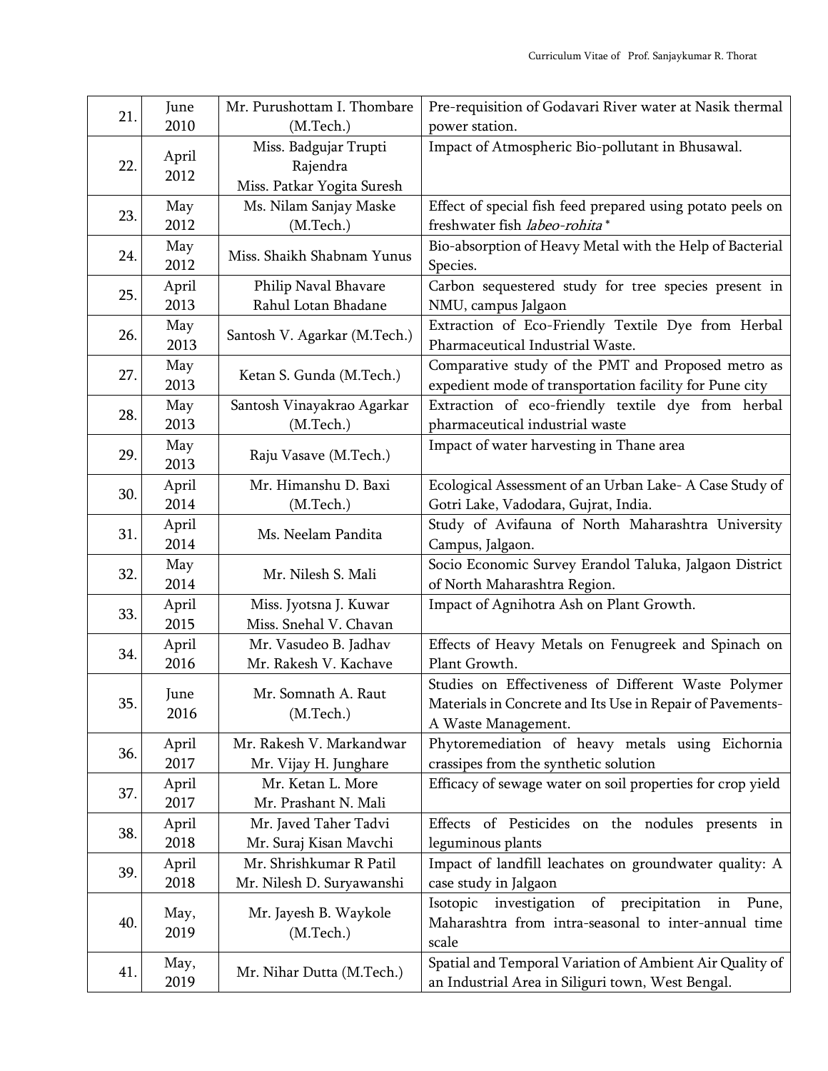| 21. | June 2010 | Mr. Purushottam I. Thombare (M.Tech.) | Pre-requisition of Godavari River water at Nasik thermal power station. |
|---|---|---|---|
| 22. | April 2012 | Miss. Badgujar Trupti Rajendra Miss. Patkar Yogita Suresh | Impact of Atmospheric Bio-pollutant in Bhusawal. |
| 23. | May 2012 | Ms. Nilam Sanjay Maske (M.Tech.) | Effect of special fish feed prepared using potato peels on freshwater fish *labeo-rohita* * |
| 24. | May 2012 | Miss. Shaikh Shabnam Yunus | Bio-absorption of Heavy Metal with the Help of Bacterial Species. |
| 25. | April 2013 | Philip Naval Bhavare Rahul Lotan Bhadane | Carbon sequestered study for tree species present in NMU, campus Jalgaon |
| 26. | May 2013 | Santosh V. Agarkar (M.Tech.) | Extraction of Eco-Friendly Textile Dye from Herbal Pharmaceutical Industrial Waste. |
| 27. | May 2013 | Ketan S. Gunda (M.Tech.) | Comparative study of the PMT and Proposed metro as expedient mode of transportation facility for Pune city |
| 28. | May 2013 | Santosh Vinayakrao Agarkar (M.Tech.) | Extraction of eco-friendly textile dye from herbal pharmaceutical industrial waste |
| 29. | May 2013 | Raju Vasave (M.Tech.) | Impact of water harvesting in Thane area |
| 30. | April 2014 | Mr. Himanshu D. Baxi (M.Tech.) | Ecological Assessment of an Urban Lake- A Case Study of Gotri Lake, Vadodara, Gujrat, India. |
| 31. | April 2014 | Ms. Neelam Pandita | Study of Avifauna of North Maharashtra University Campus, Jalgaon. |
| 32. | May 2014 | Mr. Nilesh S. Mali | Socio Economic Survey Erandol Taluka, Jalgaon District of North Maharashtra Region. |
| 33. | April 2015 | Miss. Jyotsna J. Kuwar Miss. Snehal V. Chavan | Impact of Agnihotra Ash on Plant Growth. |
| 34. | April 2016 | Mr. Vasudeo B. Jadhav Mr. Rakesh V. Kachave | Effects of Heavy Metals on Fenugreek and Spinach on Plant Growth. |
| 35. | June 2016 | Mr. Somnath A. Raut (M.Tech.) | Studies on Effectiveness of Different Waste Polymer Materials in Concrete and Its Use in Repair of Pavements- A Waste Management. |
| 36. | April 2017 | Mr. Rakesh V. Markandwar Mr. Vijay H. Junghare | Phytoremediation of heavy metals using Eichornia crassipes from the synthetic solution |
| 37. | April 2017 | Mr. Ketan L. More Mr. Prashant N. Mali | Efficacy of sewage water on soil properties for crop yield |
| 38. | April 2018 | Mr. Javed Taher Tadvi Mr. Suraj Kisan Mavchi | Effects of Pesticides on the nodules presents in leguminous plants |
| 39. | April 2018 | Mr. Shrishkumar R Patil Mr. Nilesh D. Suryawanshi | Impact of landfill leachates on groundwater quality: A case study in Jalgaon |
| 40. | May, 2019 | Mr. Jayesh B. Waykole (M.Tech.) | Isotopic investigation of precipitation in Pune, Maharashtra from intra-seasonal to inter-annual time scale |
| 41. | May, 2019 | Mr. Nihar Dutta (M.Tech.) | Spatial and Temporal Variation of Ambient Air Quality of an Industrial Area in Siliguri town, West Bengal. |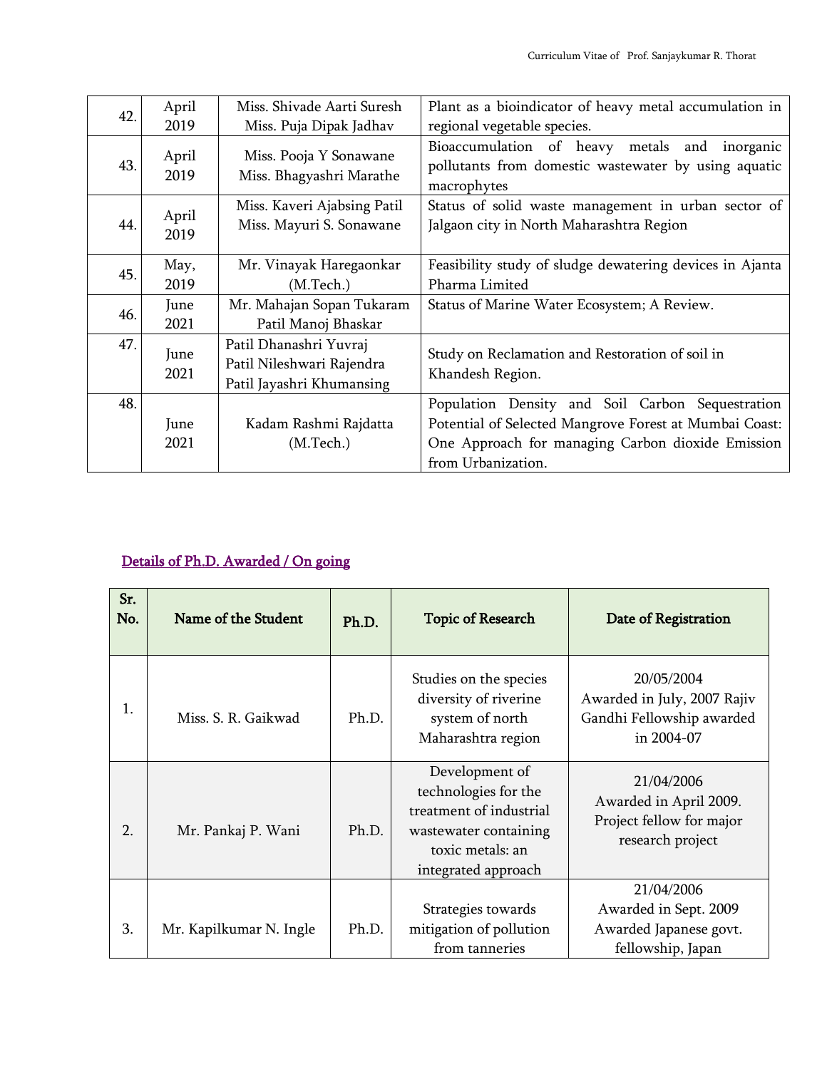| 42. | April 2019 | Miss. Shivade Aarti Suresh<br>Miss. Puja Dipak Jadhav | Plant as a bioindicator of heavy metal accumulation in regional vegetable species. |
|---|---|---|---|
| 43. | April 2019 | Miss. Pooja Y Sonawane<br>Miss. Bhagyashri Marathe | Bioaccumulation of heavy metals and inorganic pollutants from domestic wastewater by using aquatic macrophytes |
| 44. | April 2019 | Miss. Kaveri Ajabsing Patil<br>Miss. Mayuri S. Sonawane | Status of solid waste management in urban sector of Jalgaon city in North Maharashtra Region |
| 45. | May, 2019 | Mr. Vinayak Haregaonkar (M.Tech.) | Feasibility study of sludge dewatering devices in Ajanta Pharma Limited |
| 46. | June 2021 | Mr. Mahajan Sopan Tukaram<br>Patil Manoj Bhaskar | Status of Marine Water Ecosystem; A Review. |
| 47. | June 2021 | Patil Dhanashri Yuvraj<br>Patil Nileshwari Rajendra<br>Patil Jayashri Khumansing | Study on Reclamation and Restoration of soil in Khandesh Region. |
| 48. | June 2021 | Kadam Rashmi Rajdatta (M.Tech.) | Population Density and Soil Carbon Sequestration Potential of Selected Mangrove Forest at Mumbai Coast: One Approach for managing Carbon dioxide Emission from Urbanization. |

## Details of Ph.D. Awarded / On going

| Sr. No. | Name of the Student | Ph.D. | Topic of Research | Date of Registration |
|---|---|---|---|---|
| 1. | Miss. S. R. Gaikwad | Ph.D. | Studies on the species diversity of riverine system of north Maharashtra region | 20/05/2004<br>Awarded in July, 2007 Rajiv Gandhi Fellowship awarded in 2004-07 |
| 2. | Mr. Pankaj P. Wani | Ph.D. | Development of technologies for the treatment of industrial wastewater containing toxic metals: an integrated approach | 21/04/2006<br>Awarded in April 2009. Project fellow for major research project |
| 3. | Mr. Kapilkumar N. Ingle | Ph.D. | Strategies towards mitigation of pollution from tanneries | 21/04/2006<br>Awarded in Sept. 2009 Awarded Japanese govt. fellowship, Japan |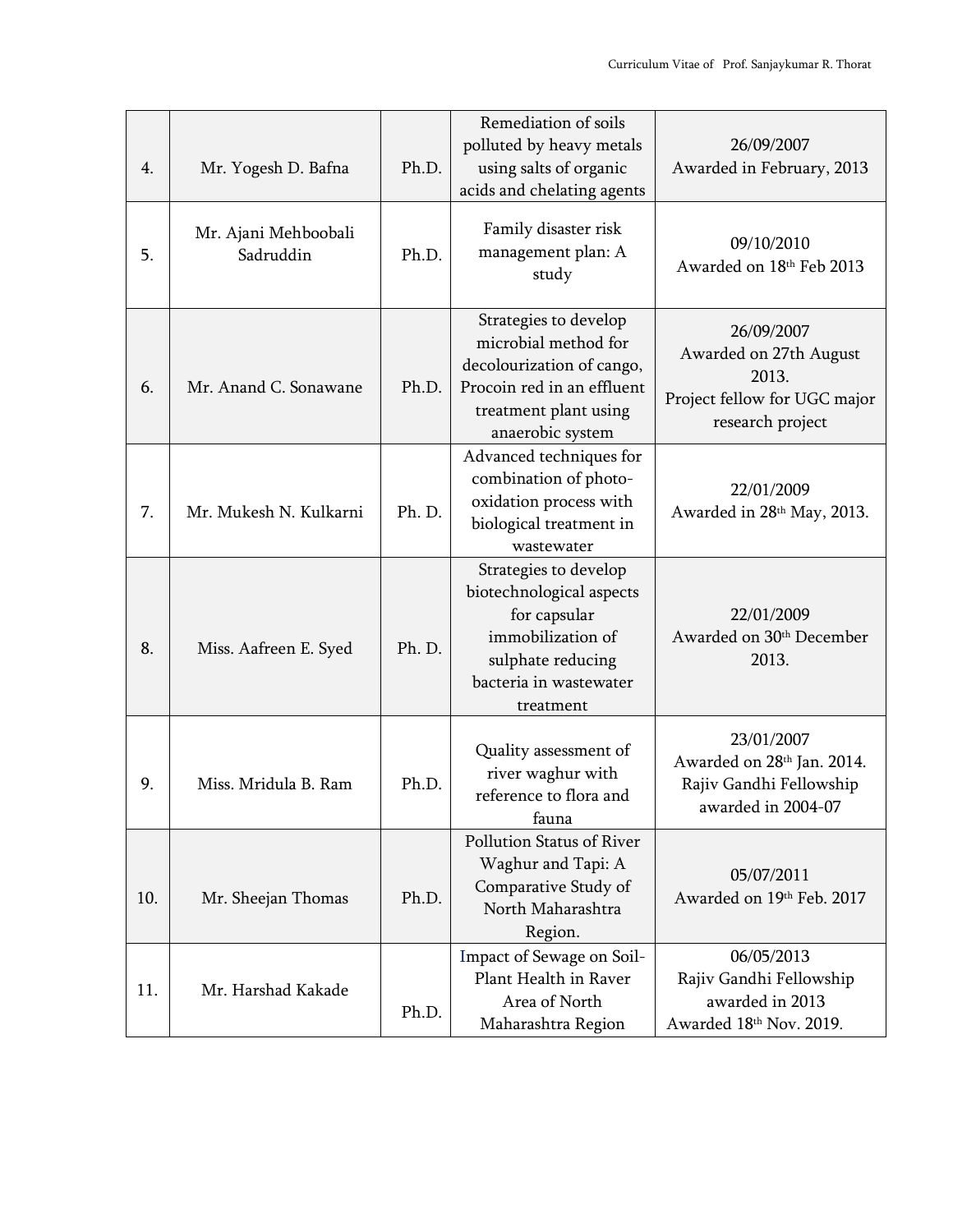| 4. | Mr. Yogesh D. Bafna | Ph.D. | Remediation of soils polluted by heavy metals using salts of organic acids and chelating agents | 26/09/2007<br>Awarded in February, 2013 |
|---|---|---|---|---|
| 5. | Mr. Ajani Mehboobali Sadruddin | Ph.D. | Family disaster risk management plan: A study | 09/10/2010<br>Awarded on 18th Feb 2013 |
| 6. | Mr. Anand C. Sonawane | Ph.D. | Strategies to develop microbial method for decolourization of cango, Procoin red in an effluent treatment plant using anaerobic system | 26/09/2007<br>Awarded on 27th August 2013.<br>Project fellow for UGC major research project |
| 7. | Mr. Mukesh N. Kulkarni | Ph. D. | Advanced techniques for combination of photo-oxidation process with biological treatment in wastewater | 22/01/2009<br>Awarded in 28th May, 2013. |
| 8. | Miss. Aafreen E. Syed | Ph. D. | Strategies to develop biotechnological aspects for capsular immobilization of sulphate reducing bacteria in wastewater treatment | 22/01/2009<br>Awarded on 30th December 2013. |
| 9. | Miss. Mridula B. Ram | Ph.D. | Quality assessment of river waghur with reference to flora and fauna | 23/01/2007<br>Awarded on 28th Jan. 2014.<br>Rajiv Gandhi Fellowship awarded in 2004-07 |
| 10. | Mr. Sheejan Thomas | Ph.D. | Pollution Status of River Waghur and Tapi: A Comparative Study of North Maharashtra Region. | 05/07/2011<br>Awarded on 19th Feb. 2017 |
| 11. | Mr. Harshad Kakade | Ph.D. | Impact of Sewage on Soil-Plant Health in Raver Area of North Maharashtra Region | 06/05/2013<br>Rajiv Gandhi Fellowship awarded in 2013<br>Awarded 18th Nov. 2019. |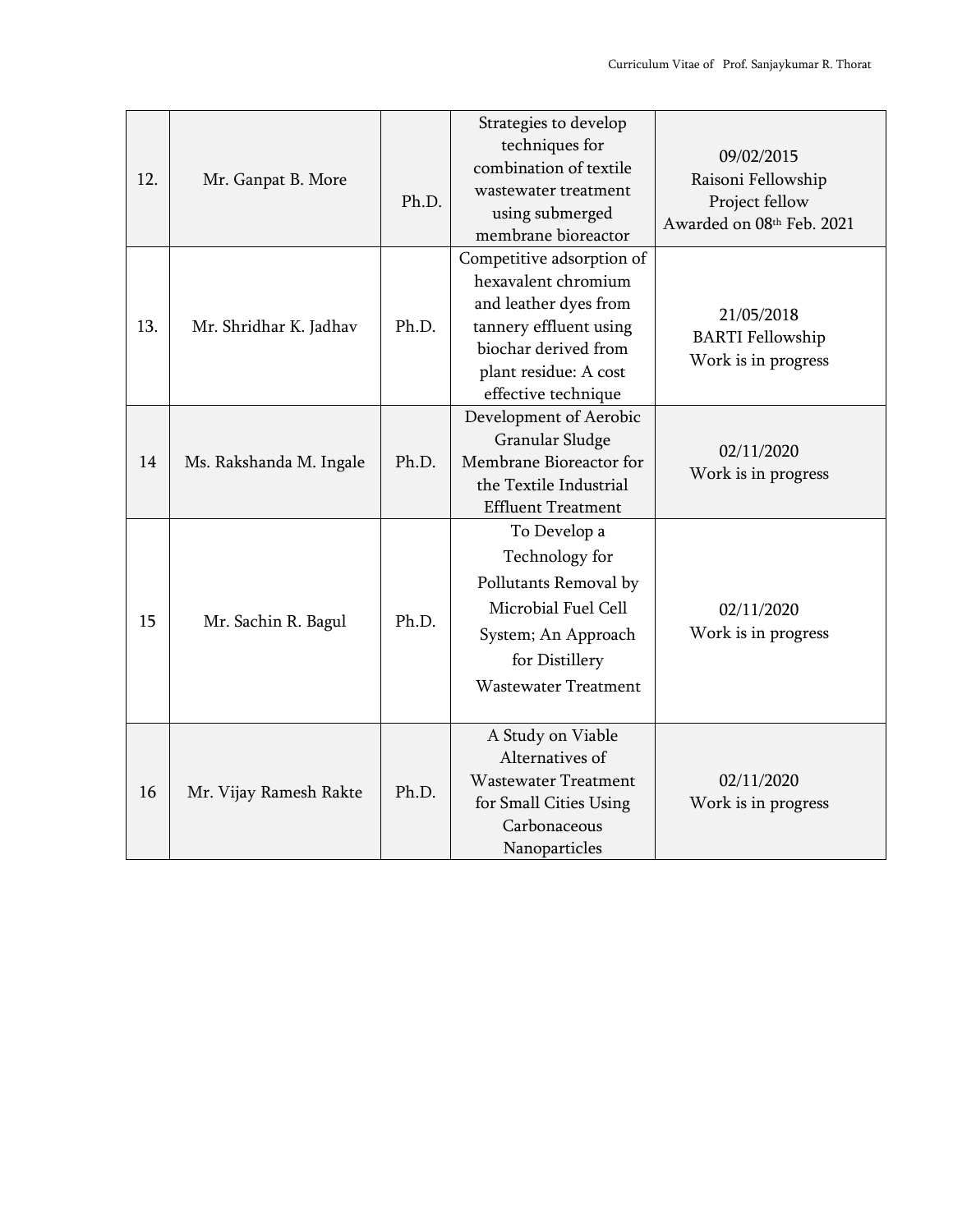| 12. | Mr. Ganpat B. More | Ph.D. | Strategies to develop techniques for combination of textile wastewater treatment using submerged membrane bioreactor | 09/02/2015 Raisoni Fellowship Project fellow Awarded on 08th Feb. 2021 |
|---|---|---|---|---|
| 13. | Mr. Shridhar K. Jadhav | Ph.D. | Competitive adsorption of hexavalent chromium and leather dyes from tannery effluent using biochar derived from plant residue: A cost effective technique | 21/05/2018 BARTI Fellowship Work is in progress |
| 14 | Ms. Rakshanda M. Ingale | Ph.D. | Development of Aerobic Granular Sludge Membrane Bioreactor for the Textile Industrial Effluent Treatment | 02/11/2020 Work is in progress |
| 15 | Mr. Sachin R. Bagul | Ph.D. | To Develop a Technology for Pollutants Removal by Microbial Fuel Cell System; An Approach for Distillery Wastewater Treatment | 02/11/2020 Work is in progress |
| 16 | Mr. Vijay Ramesh Rakte | Ph.D. | A Study on Viable Alternatives of Wastewater Treatment for Small Cities Using Carbonaceous Nanoparticles | 02/11/2020 Work is in progress |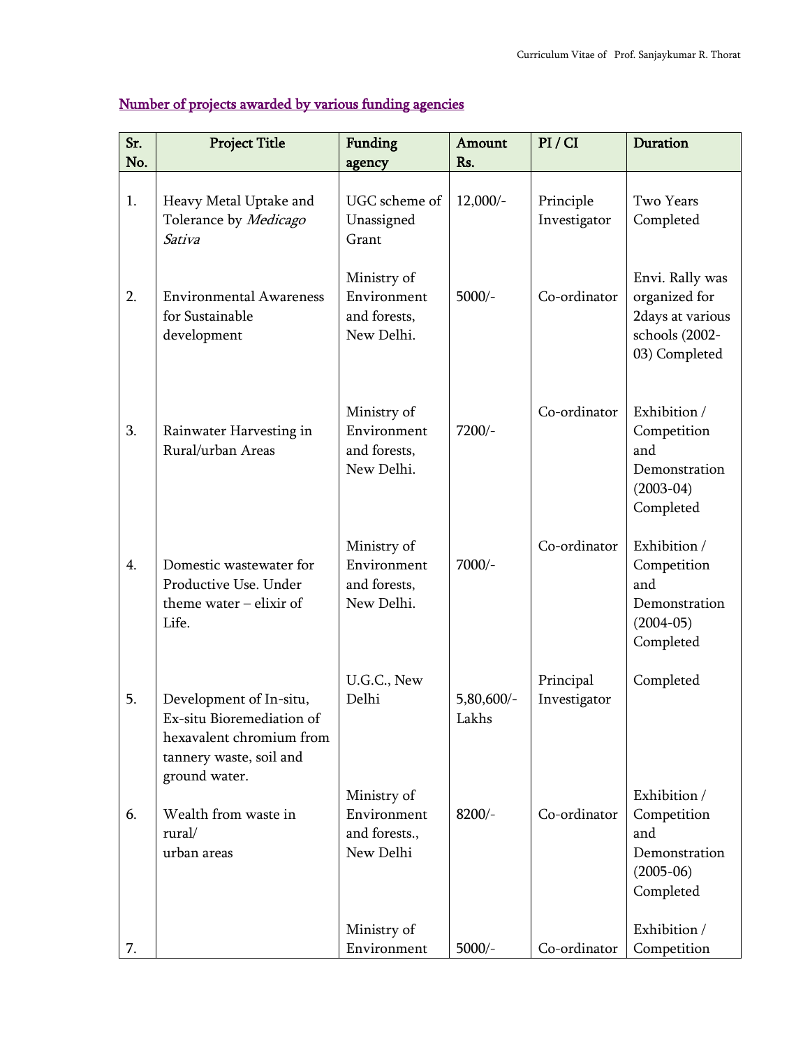## Number of projects awarded by various funding agencies

| Sr. No. | Project Title | Funding agency | Amount Rs. | PI / CI | Duration |
|---|---|---|---|---|---|
| 1. | Heavy Metal Uptake and Tolerance by *Medicago Sativa* | UGC scheme of Unassigned Grant | 12,000/- | Principle Investigator | Two Years Completed |
| 2. | Environmental Awareness for Sustainable development | Ministry of Environment and forests, New Delhi. | 5000/- | Co-ordinator | Envi. Rally was organized for 2days at various schools (2002-03) Completed |
| 3. | Rainwater Harvesting in Rural/urban Areas | Ministry of Environment and forests, New Delhi. | 7200/- | Co-ordinator | Exhibition / Competition and Demonstration (2003-04) Completed |
| 4. | Domestic wastewater for Productive Use. Under theme water – elixir of Life. | Ministry of Environment and forests, New Delhi. | 7000/- | Co-ordinator | Exhibition / Competition and Demonstration (2004-05) Completed |
| 5. | Development of In-situ, Ex-situ Bioremediation of hexavalent chromium from tannery waste, soil and ground water. | U.G.C., New Delhi | 5,80,600/- Lakhs | Principal Investigator | Completed |
| 6. | Wealth from waste in rural/ urban areas | Ministry of Environment and forests., New Delhi | 8200/- | Co-ordinator | Exhibition / Competition and Demonstration (2005-06) Completed |
| 7. | | Ministry of Environment | 5000/- | Co-ordinator | Exhibition / Competition |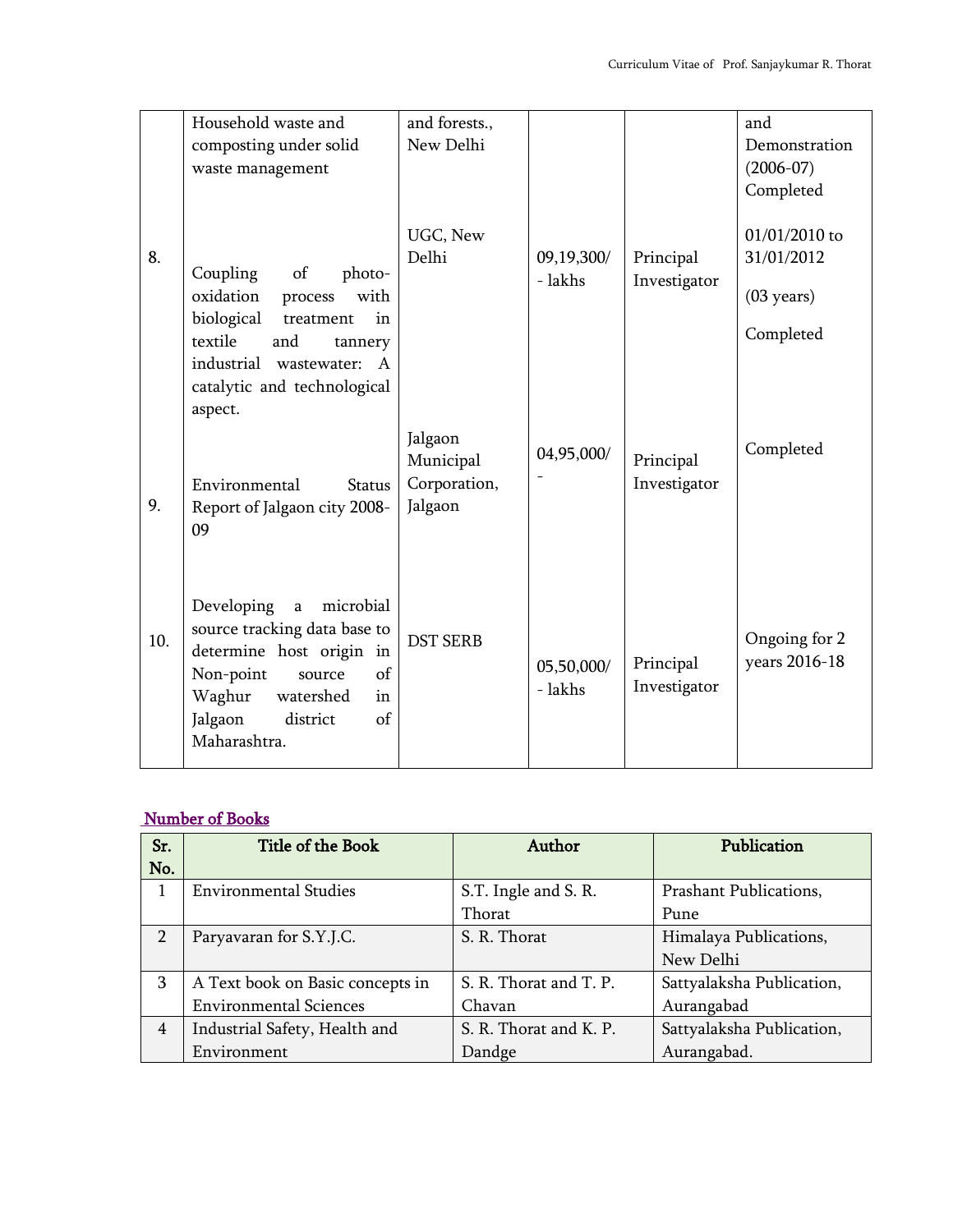| | Household waste and composting under solid waste management | and forests., New Delhi | | | and Demonstration (2006-07) Completed |
|---|---|---|---|---|---|
| 8. | Coupling of photo-oxidation process with biological treatment in textile and tannery industrial wastewater: A catalytic and technological aspect. | UGC, New Delhi | 09,19,300/- lakhs | Principal Investigator | 01/01/2010 to 31/01/2012 (03 years) Completed |
| 9. | Environmental Status Report of Jalgaon city 2008-09 | Jalgaon Municipal Corporation, Jalgaon | 04,95,000/- | Principal Investigator | Completed |
| 10. | Developing a microbial source tracking data base to determine host origin in Non-point source of Waghur watershed in Jalgaon district of Maharashtra. | DST SERB | 05,50,000/- lakhs | Principal Investigator | Ongoing for 2 years 2016-18 |

**Number of Books**

| Sr. No. | Title of the Book | Author | Publication |
|---|---|---|---|
| 1 | Environmental Studies | S.T. Ingle and S. R. Thorat | Prashant Publications, Pune |
| 2 | Paryavaran for S.Y.J.C. | S. R. Thorat | Himalaya Publications, New Delhi |
| 3 | A Text book on Basic concepts in Environmental Sciences | S. R. Thorat and T. P. Chavan | Sattyalaksha Publication, Aurangabad |
| 4 | Industrial Safety, Health and Environment | S. R. Thorat and K. P. Dandge | Sattyalaksha Publication, Aurangabad. |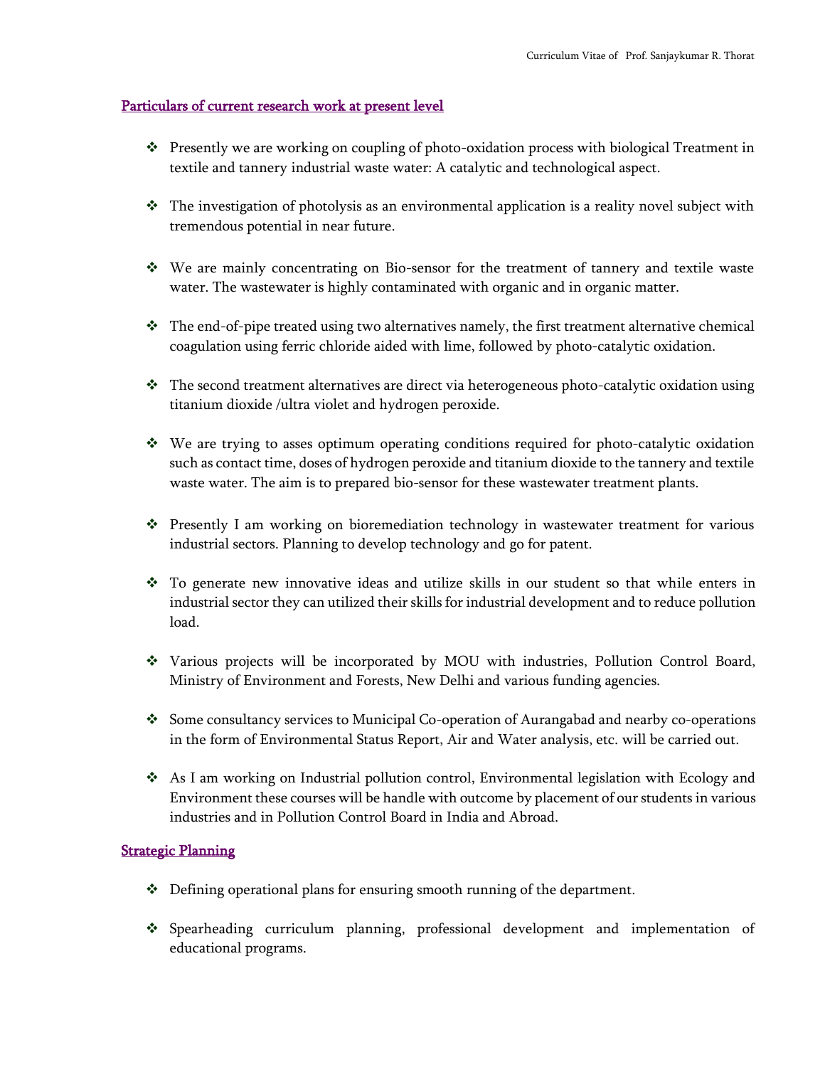## Particulars of current research work at present level

- Presently we are working on coupling of photo-oxidation process with biological Treatment in textile and tannery industrial waste water: A catalytic and technological aspect.
- The investigation of photolysis as an environmental application is a reality novel subject with tremendous potential in near future.
- We are mainly concentrating on Bio-sensor for the treatment of tannery and textile waste water. The wastewater is highly contaminated with organic and in organic matter.
- The end-of-pipe treated using two alternatives namely, the first treatment alternative chemical coagulation using ferric chloride aided with lime, followed by photo-catalytic oxidation.
- The second treatment alternatives are direct via heterogeneous photo-catalytic oxidation using titanium dioxide /ultra violet and hydrogen peroxide.
- We are trying to asses optimum operating conditions required for photo-catalytic oxidation such as contact time, doses of hydrogen peroxide and titanium dioxide to the tannery and textile waste water. The aim is to prepared bio-sensor for these wastewater treatment plants.
- Presently I am working on bioremediation technology in wastewater treatment for various industrial sectors. Planning to develop technology and go for patent.
- To generate new innovative ideas and utilize skills in our student so that while enters in industrial sector they can utilized their skills for industrial development and to reduce pollution load.
- Various projects will be incorporated by MOU with industries, Pollution Control Board, Ministry of Environment and Forests, New Delhi and various funding agencies.
- Some consultancy services to Municipal Co-operation of Aurangabad and nearby co-operations in the form of Environmental Status Report, Air and Water analysis, etc. will be carried out.
- As I am working on Industrial pollution control, Environmental legislation with Ecology and Environment these courses will be handle with outcome by placement of our students in various industries and in Pollution Control Board in India and Abroad.

## Strategic Planning

- Defining operational plans for ensuring smooth running of the department.
- Spearheading curriculum planning, professional development and implementation of educational programs.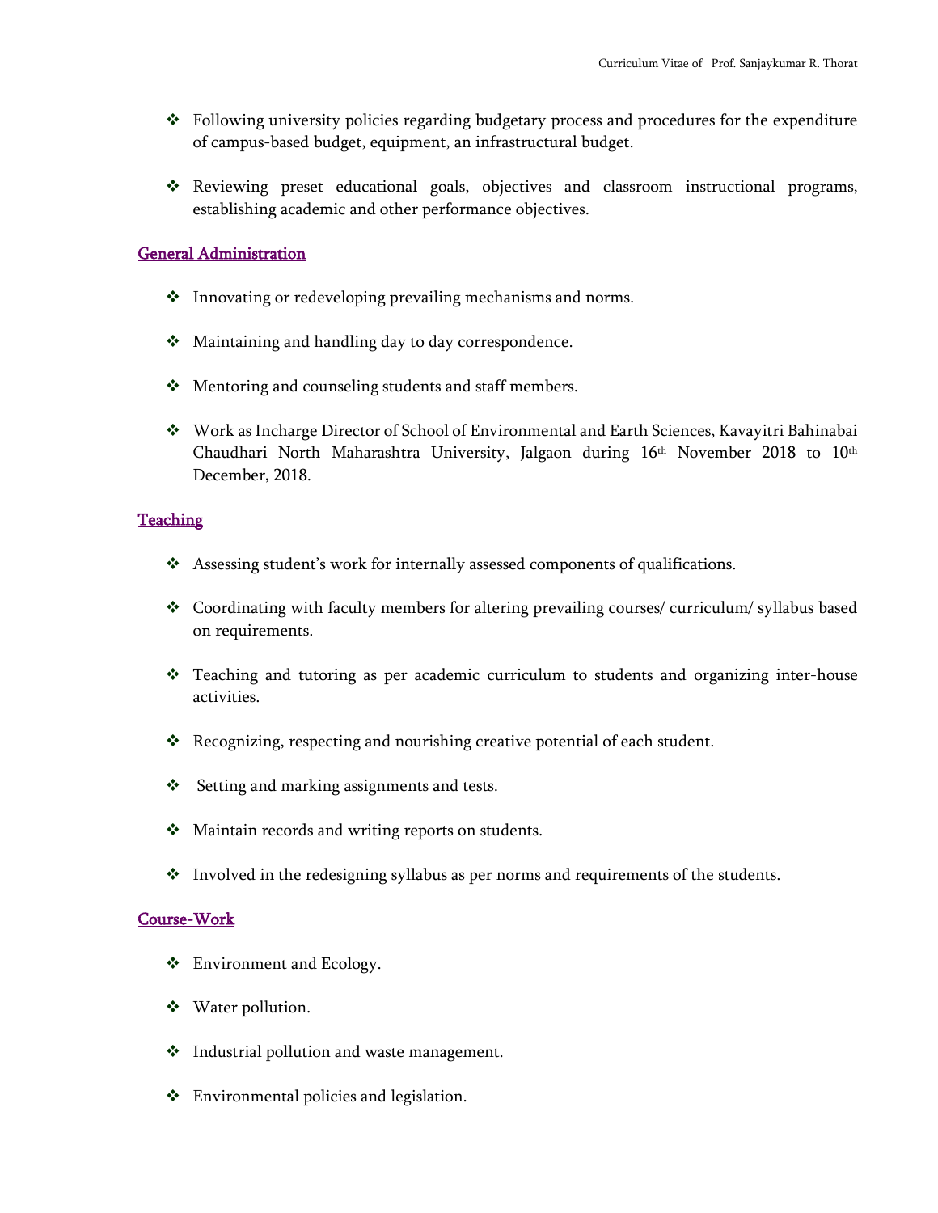- Following university policies regarding budgetary process and procedures for the expenditure of campus-based budget, equipment, an infrastructural budget.

- Reviewing preset educational goals, objectives and classroom instructional programs, establishing academic and other performance objectives.

## General Administration

- Innovating or redeveloping prevailing mechanisms and norms.

- Maintaining and handling day to day correspondence.

- Mentoring and counseling students and staff members.

- Work as Incharge Director of School of Environmental and Earth Sciences, Kavayitri Bahinabai Chaudhari North Maharashtra University, Jalgaon during 16th November 2018 to 10th December, 2018.

## Teaching

- Assessing student's work for internally assessed components of qualifications.

- Coordinating with faculty members for altering prevailing courses/ curriculum/ syllabus based on requirements.

- Teaching and tutoring as per academic curriculum to students and organizing inter-house activities.

- Recognizing, respecting and nourishing creative potential of each student.

- Setting and marking assignments and tests.

- Maintain records and writing reports on students.

- Involved in the redesigning syllabus as per norms and requirements of the students.

## Course-Work

- Environment and Ecology.

- Water pollution.

- Industrial pollution and waste management.

- Environmental policies and legislation.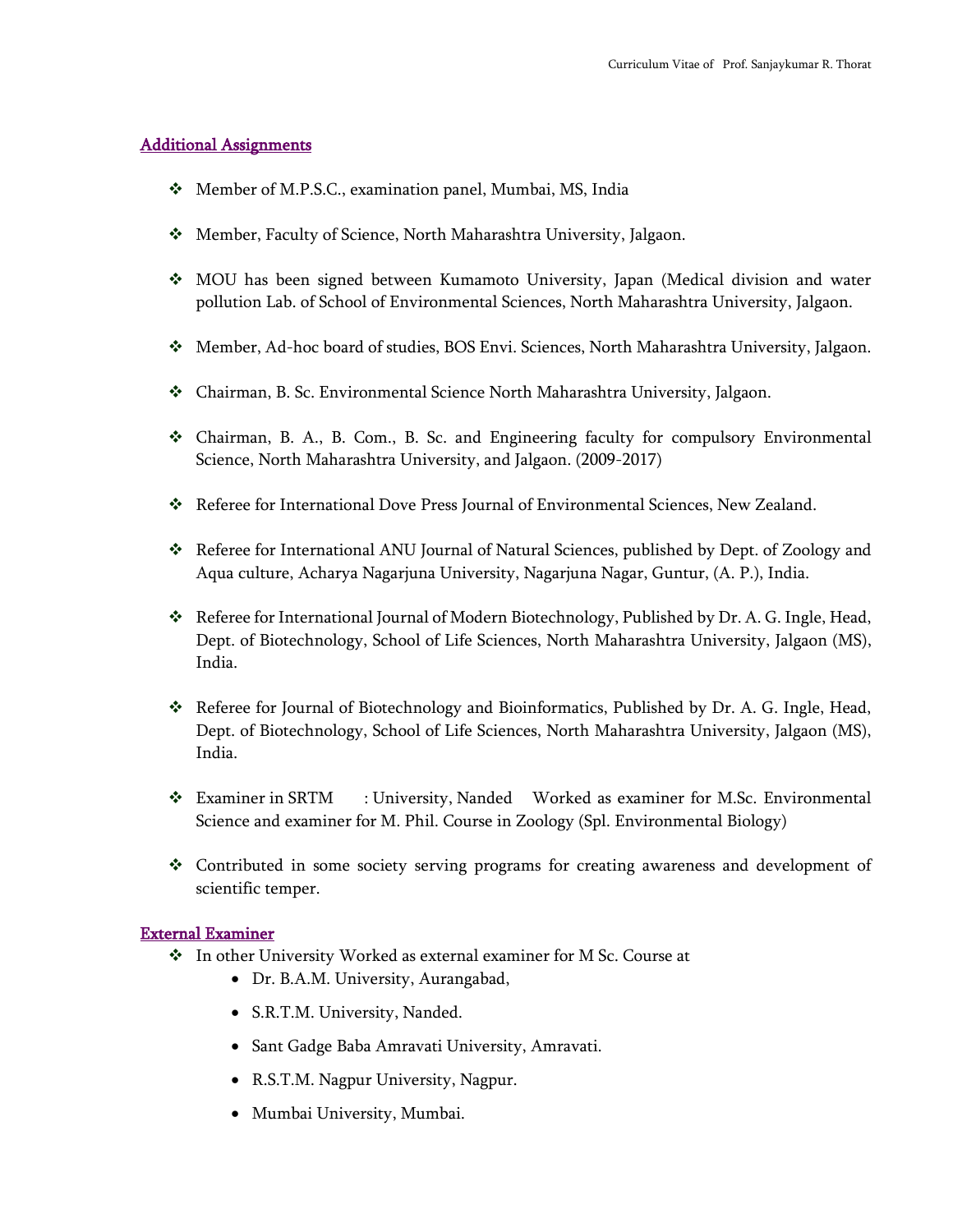## Additional Assignments

- Member of M.P.S.C., examination panel, Mumbai, MS, India
- Member, Faculty of Science, North Maharashtra University, Jalgaon.
- MOU has been signed between Kumamoto University, Japan (Medical division and water pollution Lab. of School of Environmental Sciences, North Maharashtra University, Jalgaon.
- Member, Ad-hoc board of studies, BOS Envi. Sciences, North Maharashtra University, Jalgaon.
- Chairman, B. Sc. Environmental Science North Maharashtra University, Jalgaon.
- Chairman, B. A., B. Com., B. Sc. and Engineering faculty for compulsory Environmental Science, North Maharashtra University, and Jalgaon. (2009-2017)
- Referee for International Dove Press Journal of Environmental Sciences, New Zealand.
- Referee for International ANU Journal of Natural Sciences, published by Dept. of Zoology and Aqua culture, Acharya Nagarjuna University, Nagarjuna Nagar, Guntur, (A. P.), India.
- Referee for International Journal of Modern Biotechnology, Published by Dr. A. G. Ingle, Head, Dept. of Biotechnology, School of Life Sciences, North Maharashtra University, Jalgaon (MS), India.
- Referee for Journal of Biotechnology and Bioinformatics, Published by Dr. A. G. Ingle, Head, Dept. of Biotechnology, School of Life Sciences, North Maharashtra University, Jalgaon (MS), India.
- Examiner in SRTM : University, Nanded Worked as examiner for M.Sc. Environmental Science and examiner for M. Phil. Course in Zoology (Spl. Environmental Biology)
- Contributed in some society serving programs for creating awareness and development of scientific temper.

## External Examiner

- In other University Worked as external examiner for M Sc. Course at
  - Dr. B.A.M. University, Aurangabad,
  - S.R.T.M. University, Nanded.
  - Sant Gadge Baba Amravati University, Amravati.
  - R.S.T.M. Nagpur University, Nagpur.
  - Mumbai University, Mumbai.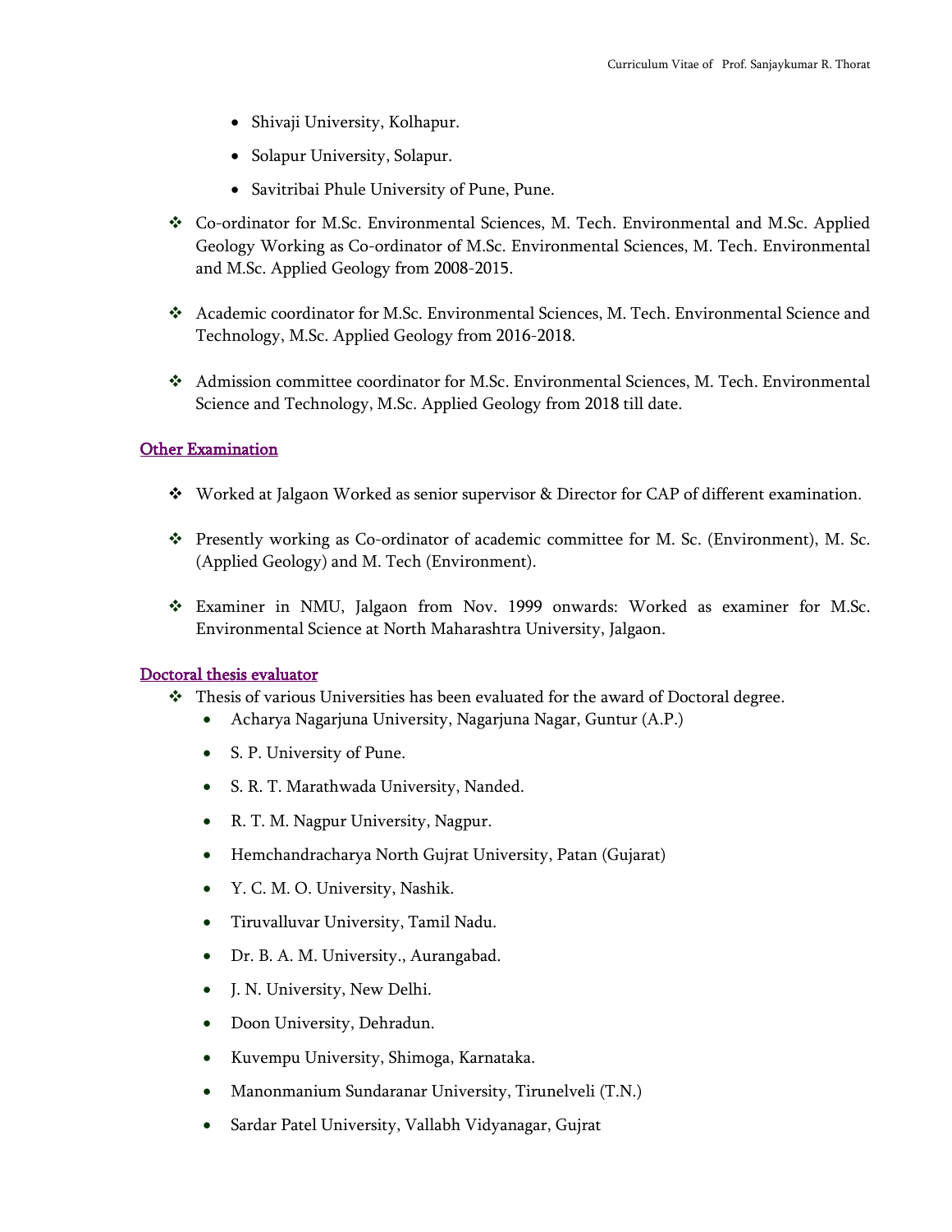- Shivaji University, Kolhapur.
- Solapur University, Solapur.
- Savitribai Phule University of Pune, Pune.

❖ Co-ordinator for M.Sc. Environmental Sciences, M. Tech. Environmental and M.Sc. Applied Geology Working as Co-ordinator of M.Sc. Environmental Sciences, M. Tech. Environmental and M.Sc. Applied Geology from 2008-2015.

❖ Academic coordinator for M.Sc. Environmental Sciences, M. Tech. Environmental Science and Technology, M.Sc. Applied Geology from 2016-2018.

❖ Admission committee coordinator for M.Sc. Environmental Sciences, M. Tech. Environmental Science and Technology, M.Sc. Applied Geology from 2018 till date.

## Other Examination

❖ Worked at Jalgaon Worked as senior supervisor & Director for CAP of different examination.

❖ Presently working as Co-ordinator of academic committee for M. Sc. (Environment), M. Sc. (Applied Geology) and M. Tech (Environment).

❖ Examiner in NMU, Jalgaon from Nov. 1999 onwards: Worked as examiner for M.Sc. Environmental Science at North Maharashtra University, Jalgaon.

## Doctoral thesis evaluator

❖ Thesis of various Universities has been evaluated for the award of Doctoral degree.
- Acharya Nagarjuna University, Nagarjuna Nagar, Guntur (A.P.)
- S. P. University of Pune.
- S. R. T. Marathwada University, Nanded.
- R. T. M. Nagpur University, Nagpur.
- Hemchandracharya North Gujrat University, Patan (Gujarat)
- Y. C. M. O. University, Nashik.
- Tiruvalluvar University, Tamil Nadu.
- Dr. B. A. M. University., Aurangabad.
- J. N. University, New Delhi.
- Doon University, Dehradun.
- Kuvempu University, Shimoga, Karnataka.
- Manonmanium Sundaranar University, Tirunelveli (T.N.)
- Sardar Patel University, Vallabh Vidyanagar, Gujrat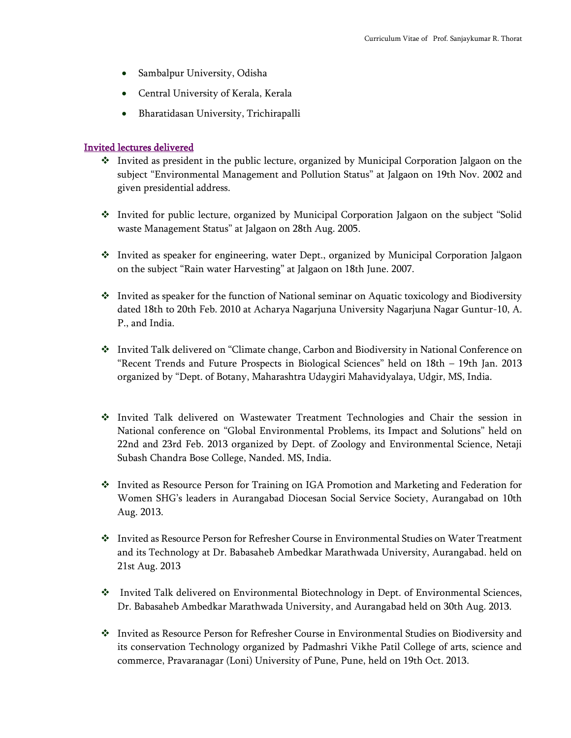- Sambalpur University, Odisha
- Central University of Kerala, Kerala
- Bharatidasan University, Trichirapalli

## Invited lectures delivered

- Invited as president in the public lecture, organized by Municipal Corporation Jalgaon on the subject "Environmental Management and Pollution Status" at Jalgaon on 19th Nov. 2002 and given presidential address.
- Invited for public lecture, organized by Municipal Corporation Jalgaon on the subject "Solid waste Management Status" at Jalgaon on 28th Aug. 2005.
- Invited as speaker for engineering, water Dept., organized by Municipal Corporation Jalgaon on the subject "Rain water Harvesting" at Jalgaon on 18th June. 2007.
- Invited as speaker for the function of National seminar on Aquatic toxicology and Biodiversity dated 18th to 20th Feb. 2010 at Acharya Nagarjuna University Nagarjuna Nagar Guntur-10, A. P., and India.
- Invited Talk delivered on "Climate change, Carbon and Biodiversity in National Conference on "Recent Trends and Future Prospects in Biological Sciences" held on 18th – 19th Jan. 2013 organized by "Dept. of Botany, Maharashtra Udaygiri Mahavidyalaya, Udgir, MS, India.
- Invited Talk delivered on Wastewater Treatment Technologies and Chair the session in National conference on "Global Environmental Problems, its Impact and Solutions" held on 22nd and 23rd Feb. 2013 organized by Dept. of Zoology and Environmental Science, Netaji Subash Chandra Bose College, Nanded. MS, India.
- Invited as Resource Person for Training on IGA Promotion and Marketing and Federation for Women SHG's leaders in Aurangabad Diocesan Social Service Society, Aurangabad on 10th Aug. 2013.
- Invited as Resource Person for Refresher Course in Environmental Studies on Water Treatment and its Technology at Dr. Babasaheb Ambedkar Marathwada University, Aurangabad. held on 21st Aug. 2013
- Invited Talk delivered on Environmental Biotechnology in Dept. of Environmental Sciences, Dr. Babasaheb Ambedkar Marathwada University, and Aurangabad held on 30th Aug. 2013.
- Invited as Resource Person for Refresher Course in Environmental Studies on Biodiversity and its conservation Technology organized by Padmashri Vikhe Patil College of arts, science and commerce, Pravaranagar (Loni) University of Pune, Pune, held on 19th Oct. 2013.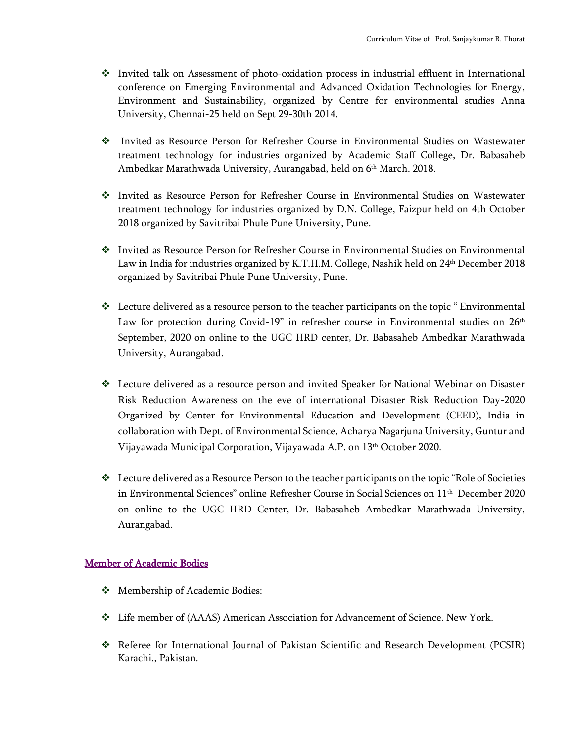- Invited talk on Assessment of photo-oxidation process in industrial effluent in International conference on Emerging Environmental and Advanced Oxidation Technologies for Energy, Environment and Sustainability, organized by Centre for environmental studies Anna University, Chennai-25 held on Sept 29-30th 2014.

- Invited as Resource Person for Refresher Course in Environmental Studies on Wastewater treatment technology for industries organized by Academic Staff College, Dr. Babasaheb Ambedkar Marathwada University, Aurangabad, held on 6th March. 2018.

- Invited as Resource Person for Refresher Course in Environmental Studies on Wastewater treatment technology for industries organized by D.N. College, Faizpur held on 4th October 2018 organized by Savitribai Phule Pune University, Pune.

- Invited as Resource Person for Refresher Course in Environmental Studies on Environmental Law in India for industries organized by K.T.H.M. College, Nashik held on 24th December 2018 organized by Savitribai Phule Pune University, Pune.

- Lecture delivered as a resource person to the teacher participants on the topic " Environmental Law for protection during Covid-19" in refresher course in Environmental studies on 26th September, 2020 on online to the UGC HRD center, Dr. Babasaheb Ambedkar Marathwada University, Aurangabad.

- Lecture delivered as a resource person and invited Speaker for National Webinar on Disaster Risk Reduction Awareness on the eve of international Disaster Risk Reduction Day-2020 Organized by Center for Environmental Education and Development (CEED), India in collaboration with Dept. of Environmental Science, Acharya Nagarjuna University, Guntur and Vijayawada Municipal Corporation, Vijayawada A.P. on 13th October 2020.

- Lecture delivered as a Resource Person to the teacher participants on the topic "Role of Societies in Environmental Sciences" online Refresher Course in Social Sciences on 11th December 2020 on online to the UGC HRD Center, Dr. Babasaheb Ambedkar Marathwada University, Aurangabad.

## Member of Academic Bodies

- Membership of Academic Bodies:

- Life member of (AAAS) American Association for Advancement of Science. New York.

- Referee for International Journal of Pakistan Scientific and Research Development (PCSIR) Karachi., Pakistan.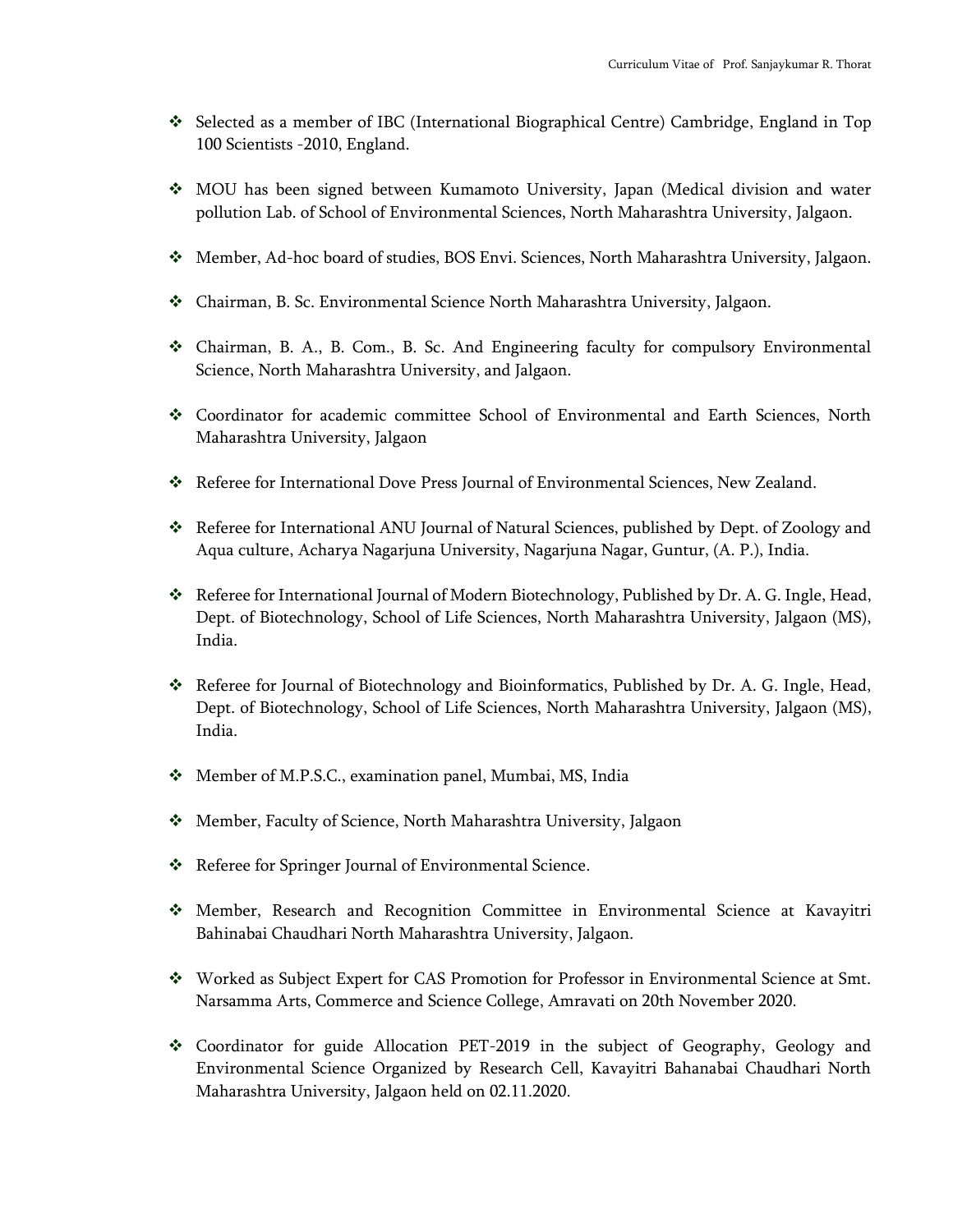- Selected as a member of IBC (International Biographical Centre) Cambridge, England in Top 100 Scientists -2010, England.

- MOU has been signed between Kumamoto University, Japan (Medical division and water pollution Lab. of School of Environmental Sciences, North Maharashtra University, Jalgaon.

- Member, Ad-hoc board of studies, BOS Envi. Sciences, North Maharashtra University, Jalgaon.

- Chairman, B. Sc. Environmental Science North Maharashtra University, Jalgaon.

- Chairman, B. A., B. Com., B. Sc. And Engineering faculty for compulsory Environmental Science, North Maharashtra University, and Jalgaon.

- Coordinator for academic committee School of Environmental and Earth Sciences, North Maharashtra University, Jalgaon

- Referee for International Dove Press Journal of Environmental Sciences, New Zealand.

- Referee for International ANU Journal of Natural Sciences, published by Dept. of Zoology and Aqua culture, Acharya Nagarjuna University, Nagarjuna Nagar, Guntur, (A. P.), India.

- Referee for International Journal of Modern Biotechnology, Published by Dr. A. G. Ingle, Head, Dept. of Biotechnology, School of Life Sciences, North Maharashtra University, Jalgaon (MS), India.

- Referee for Journal of Biotechnology and Bioinformatics, Published by Dr. A. G. Ingle, Head, Dept. of Biotechnology, School of Life Sciences, North Maharashtra University, Jalgaon (MS), India.

- Member of M.P.S.C., examination panel, Mumbai, MS, India

- Member, Faculty of Science, North Maharashtra University, Jalgaon

- Referee for Springer Journal of Environmental Science.

- Member, Research and Recognition Committee in Environmental Science at Kavayitri Bahinabai Chaudhari North Maharashtra University, Jalgaon.

- Worked as Subject Expert for CAS Promotion for Professor in Environmental Science at Smt. Narsamma Arts, Commerce and Science College, Amravati on 20th November 2020.

- Coordinator for guide Allocation PET-2019 in the subject of Geography, Geology and Environmental Science Organized by Research Cell, Kavayitri Bahanabai Chaudhari North Maharashtra University, Jalgaon held on 02.11.2020.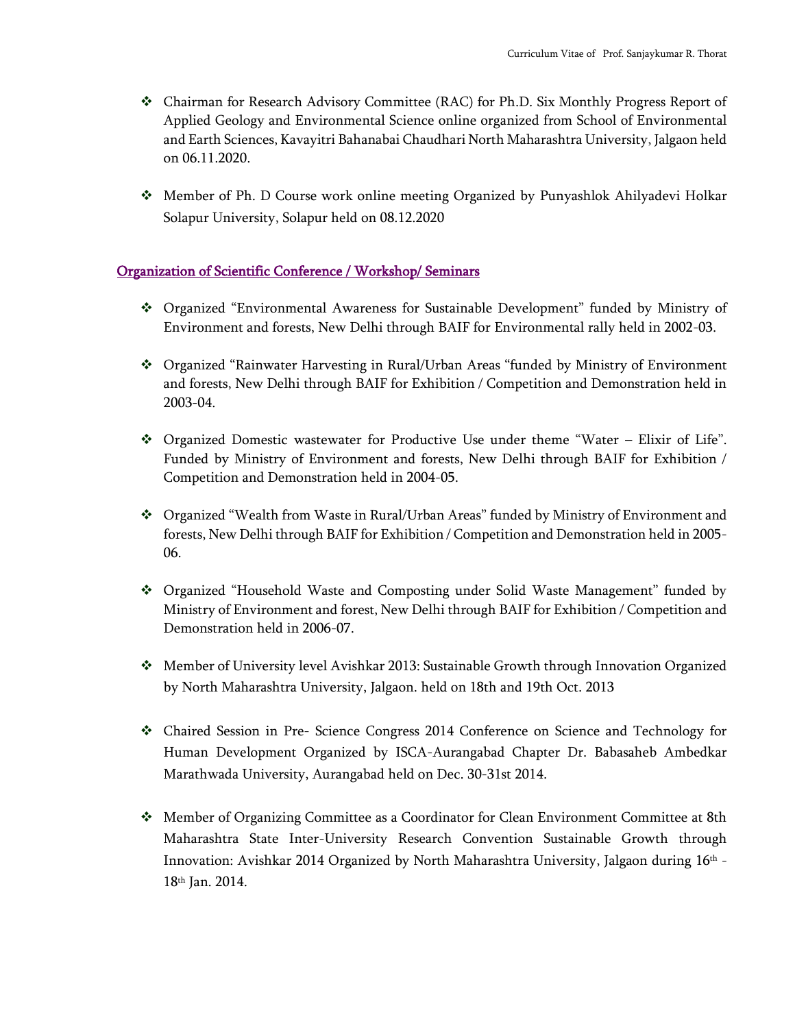- Chairman for Research Advisory Committee (RAC) for Ph.D. Six Monthly Progress Report of Applied Geology and Environmental Science online organized from School of Environmental and Earth Sciences, Kavayitri Bahanabai Chaudhari North Maharashtra University, Jalgaon held on 06.11.2020.

- Member of Ph. D Course work online meeting Organized by Punyashlok Ahilyadevi Holkar Solapur University, Solapur held on 08.12.2020

## Organization of Scientific Conference / Workshop/ Seminars

- Organized "Environmental Awareness for Sustainable Development" funded by Ministry of Environment and forests, New Delhi through BAIF for Environmental rally held in 2002-03.

- Organized "Rainwater Harvesting in Rural/Urban Areas "funded by Ministry of Environment and forests, New Delhi through BAIF for Exhibition / Competition and Demonstration held in 2003-04.

- Organized Domestic wastewater for Productive Use under theme "Water – Elixir of Life". Funded by Ministry of Environment and forests, New Delhi through BAIF for Exhibition / Competition and Demonstration held in 2004-05.

- Organized "Wealth from Waste in Rural/Urban Areas" funded by Ministry of Environment and forests, New Delhi through BAIF for Exhibition / Competition and Demonstration held in 2005-06.

- Organized "Household Waste and Composting under Solid Waste Management" funded by Ministry of Environment and forest, New Delhi through BAIF for Exhibition / Competition and Demonstration held in 2006-07.

- Member of University level Avishkar 2013: Sustainable Growth through Innovation Organized by North Maharashtra University, Jalgaon. held on 18th and 19th Oct. 2013

- Chaired Session in Pre- Science Congress 2014 Conference on Science and Technology for Human Development Organized by ISCA-Aurangabad Chapter Dr. Babasaheb Ambedkar Marathwada University, Aurangabad held on Dec. 30-31st 2014.

- Member of Organizing Committee as a Coordinator for Clean Environment Committee at 8th Maharashtra State Inter-University Research Convention Sustainable Growth through Innovation: Avishkar 2014 Organized by North Maharashtra University, Jalgaon during 16th - 18th Jan. 2014.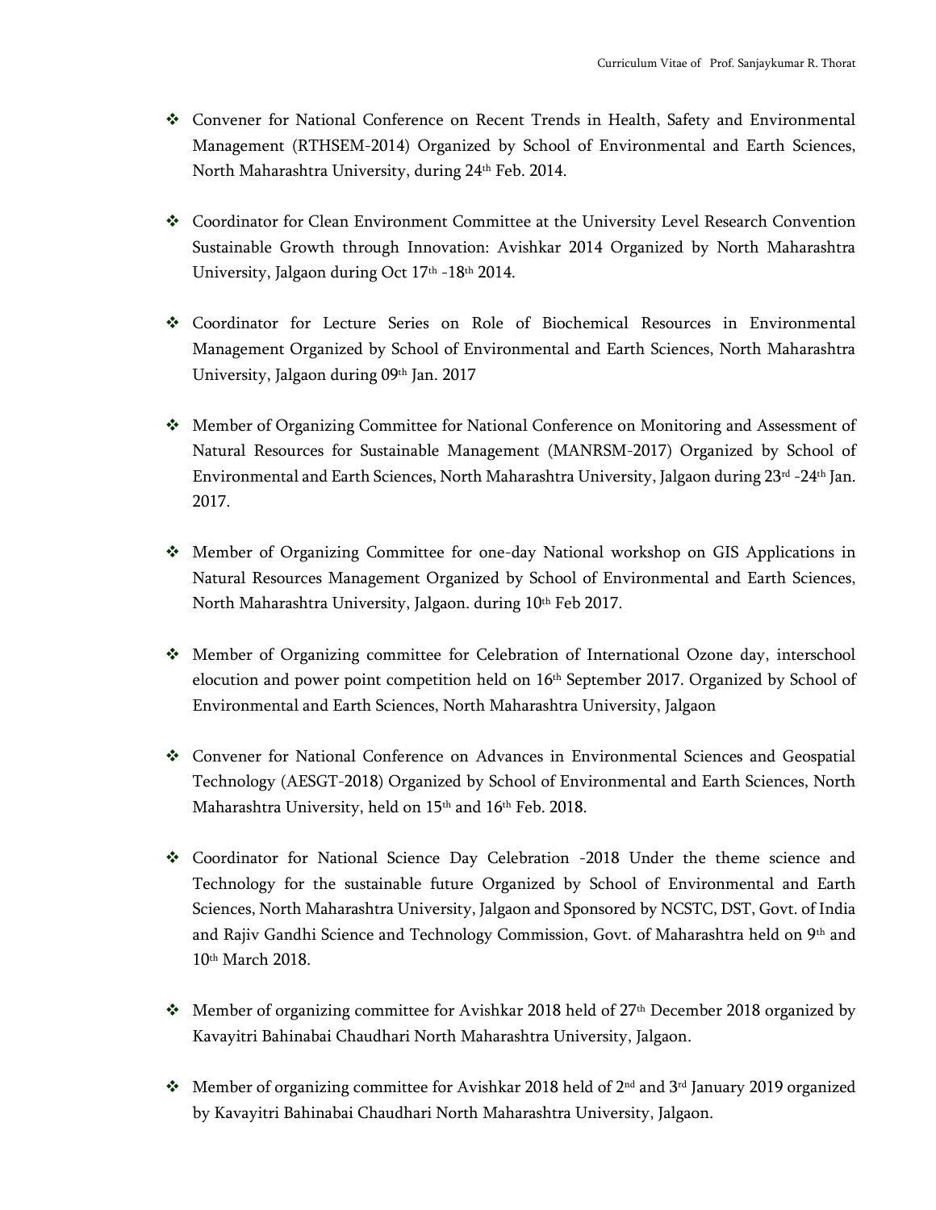- Convener for National Conference on Recent Trends in Health, Safety and Environmental Management (RTHSEM-2014) Organized by School of Environmental and Earth Sciences, North Maharashtra University, during 24th Feb. 2014.

- Coordinator for Clean Environment Committee at the University Level Research Convention Sustainable Growth through Innovation: Avishkar 2014 Organized by North Maharashtra University, Jalgaon during Oct 17th -18th 2014.

- Coordinator for Lecture Series on Role of Biochemical Resources in Environmental Management Organized by School of Environmental and Earth Sciences, North Maharashtra University, Jalgaon during 09th Jan. 2017

- Member of Organizing Committee for National Conference on Monitoring and Assessment of Natural Resources for Sustainable Management (MANRSM-2017) Organized by School of Environmental and Earth Sciences, North Maharashtra University, Jalgaon during 23rd -24th Jan. 2017.

- Member of Organizing Committee for one-day National workshop on GIS Applications in Natural Resources Management Organized by School of Environmental and Earth Sciences, North Maharashtra University, Jalgaon. during 10th Feb 2017.

- Member of Organizing committee for Celebration of International Ozone day, interschool elocution and power point competition held on 16th September 2017. Organized by School of Environmental and Earth Sciences, North Maharashtra University, Jalgaon

- Convener for National Conference on Advances in Environmental Sciences and Geospatial Technology (AESGT-2018) Organized by School of Environmental and Earth Sciences, North Maharashtra University, held on 15th and 16th Feb. 2018.

- Coordinator for National Science Day Celebration -2018 Under the theme science and Technology for the sustainable future Organized by School of Environmental and Earth Sciences, North Maharashtra University, Jalgaon and Sponsored by NCSTC, DST, Govt. of India and Rajiv Gandhi Science and Technology Commission, Govt. of Maharashtra held on 9th and 10th March 2018.

- Member of organizing committee for Avishkar 2018 held of 27th December 2018 organized by Kavayitri Bahinabai Chaudhari North Maharashtra University, Jalgaon.

- Member of organizing committee for Avishkar 2018 held of 2nd and 3rd January 2019 organized by Kavayitri Bahinabai Chaudhari North Maharashtra University, Jalgaon.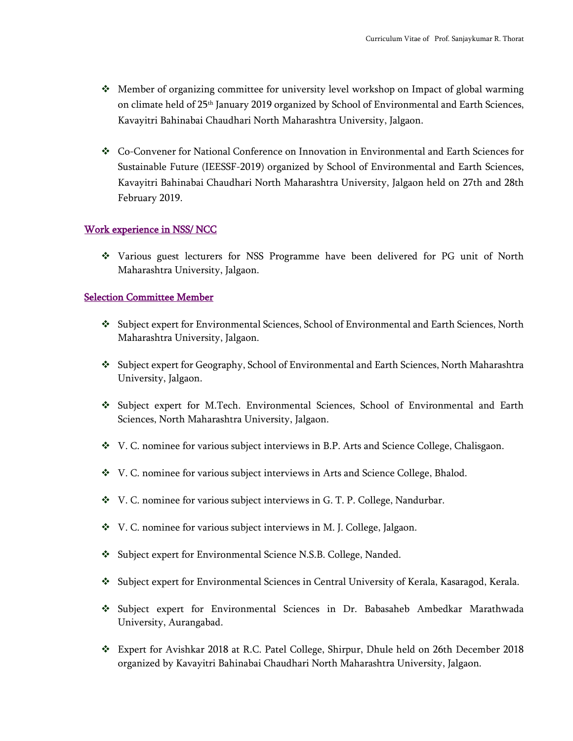- Member of organizing committee for university level workshop on Impact of global warming on climate held of 25th January 2019 organized by School of Environmental and Earth Sciences, Kavayitri Bahinabai Chaudhari North Maharashtra University, Jalgaon.

- Co-Convener for National Conference on Innovation in Environmental and Earth Sciences for Sustainable Future (IEESSF-2019) organized by School of Environmental and Earth Sciences, Kavayitri Bahinabai Chaudhari North Maharashtra University, Jalgaon held on 27th and 28th February 2019.

## Work experience in NSS/ NCC

- Various guest lecturers for NSS Programme have been delivered for PG unit of North Maharashtra University, Jalgaon.

## Selection Committee Member

- Subject expert for Environmental Sciences, School of Environmental and Earth Sciences, North Maharashtra University, Jalgaon.

- Subject expert for Geography, School of Environmental and Earth Sciences, North Maharashtra University, Jalgaon.

- Subject expert for M.Tech. Environmental Sciences, School of Environmental and Earth Sciences, North Maharashtra University, Jalgaon.

- V. C. nominee for various subject interviews in B.P. Arts and Science College, Chalisgaon.

- V. C. nominee for various subject interviews in Arts and Science College, Bhalod.

- V. C. nominee for various subject interviews in G. T. P. College, Nandurbar.

- V. C. nominee for various subject interviews in M. J. College, Jalgaon.

- Subject expert for Environmental Science N.S.B. College, Nanded.

- Subject expert for Environmental Sciences in Central University of Kerala, Kasaragod, Kerala.

- Subject expert for Environmental Sciences in Dr. Babasaheb Ambedkar Marathwada University, Aurangabad.

- Expert for Avishkar 2018 at R.C. Patel College, Shirpur, Dhule held on 26th December 2018 organized by Kavayitri Bahinabai Chaudhari North Maharashtra University, Jalgaon.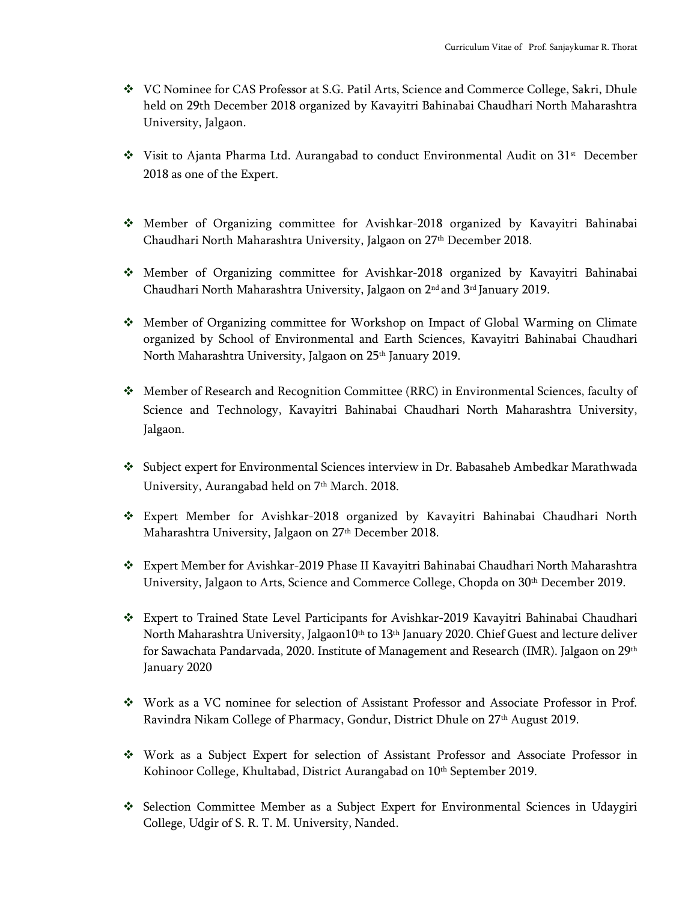- VC Nominee for CAS Professor at S.G. Patil Arts, Science and Commerce College, Sakri, Dhule held on 29th December 2018 organized by Kavayitri Bahinabai Chaudhari North Maharashtra University, Jalgaon.

- Visit to Ajanta Pharma Ltd. Aurangabad to conduct Environmental Audit on 31st December 2018 as one of the Expert.

- Member of Organizing committee for Avishkar-2018 organized by Kavayitri Bahinabai Chaudhari North Maharashtra University, Jalgaon on 27th December 2018.

- Member of Organizing committee for Avishkar-2018 organized by Kavayitri Bahinabai Chaudhari North Maharashtra University, Jalgaon on 2nd and 3rd January 2019.

- Member of Organizing committee for Workshop on Impact of Global Warming on Climate organized by School of Environmental and Earth Sciences, Kavayitri Bahinabai Chaudhari North Maharashtra University, Jalgaon on 25th January 2019.

- Member of Research and Recognition Committee (RRC) in Environmental Sciences, faculty of Science and Technology, Kavayitri Bahinabai Chaudhari North Maharashtra University, Jalgaon.

- Subject expert for Environmental Sciences interview in Dr. Babasaheb Ambedkar Marathwada University, Aurangabad held on 7th March. 2018.

- Expert Member for Avishkar-2018 organized by Kavayitri Bahinabai Chaudhari North Maharashtra University, Jalgaon on 27th December 2018.

- Expert Member for Avishkar-2019 Phase II Kavayitri Bahinabai Chaudhari North Maharashtra University, Jalgaon to Arts, Science and Commerce College, Chopda on 30th December 2019.

- Expert to Trained State Level Participants for Avishkar-2019 Kavayitri Bahinabai Chaudhari North Maharashtra University, Jalgaon10th to 13th January 2020. Chief Guest and lecture deliver for Sawachata Pandarvada, 2020. Institute of Management and Research (IMR). Jalgaon on 29th January 2020

- Work as a VC nominee for selection of Assistant Professor and Associate Professor in Prof. Ravindra Nikam College of Pharmacy, Gondur, District Dhule on 27th August 2019.

- Work as a Subject Expert for selection of Assistant Professor and Associate Professor in Kohinoor College, Khultabad, District Aurangabad on 10th September 2019.

- Selection Committee Member as a Subject Expert for Environmental Sciences in Udaygiri College, Udgir of S. R. T. M. University, Nanded.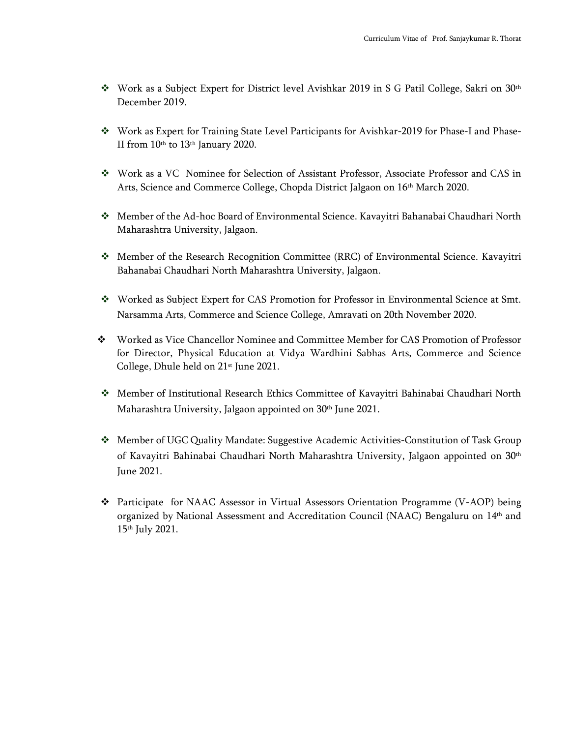- Work as a Subject Expert for District level Avishkar 2019 in S G Patil College, Sakri on 30th December 2019.

- Work as Expert for Training State Level Participants for Avishkar-2019 for Phase-I and Phase-II from 10th to 13th January 2020.

- Work as a VC Nominee for Selection of Assistant Professor, Associate Professor and CAS in Arts, Science and Commerce College, Chopda District Jalgaon on 16th March 2020.

- Member of the Ad-hoc Board of Environmental Science. Kavayitri Bahanabai Chaudhari North Maharashtra University, Jalgaon.

- Member of the Research Recognition Committee (RRC) of Environmental Science. Kavayitri Bahanabai Chaudhari North Maharashtra University, Jalgaon.

- Worked as Subject Expert for CAS Promotion for Professor in Environmental Science at Smt. Narsamma Arts, Commerce and Science College, Amravati on 20th November 2020.

- Worked as Vice Chancellor Nominee and Committee Member for CAS Promotion of Professor for Director, Physical Education at Vidya Wardhini Sabhas Arts, Commerce and Science College, Dhule held on 21st June 2021.

- Member of Institutional Research Ethics Committee of Kavayitri Bahinabai Chaudhari North Maharashtra University, Jalgaon appointed on 30th June 2021.

- Member of UGC Quality Mandate: Suggestive Academic Activities-Constitution of Task Group of Kavayitri Bahinabai Chaudhari North Maharashtra University, Jalgaon appointed on 30th June 2021.

- Participate for NAAC Assessor in Virtual Assessors Orientation Programme (V-AOP) being organized by National Assessment and Accreditation Council (NAAC) Bengaluru on 14th and 15th July 2021.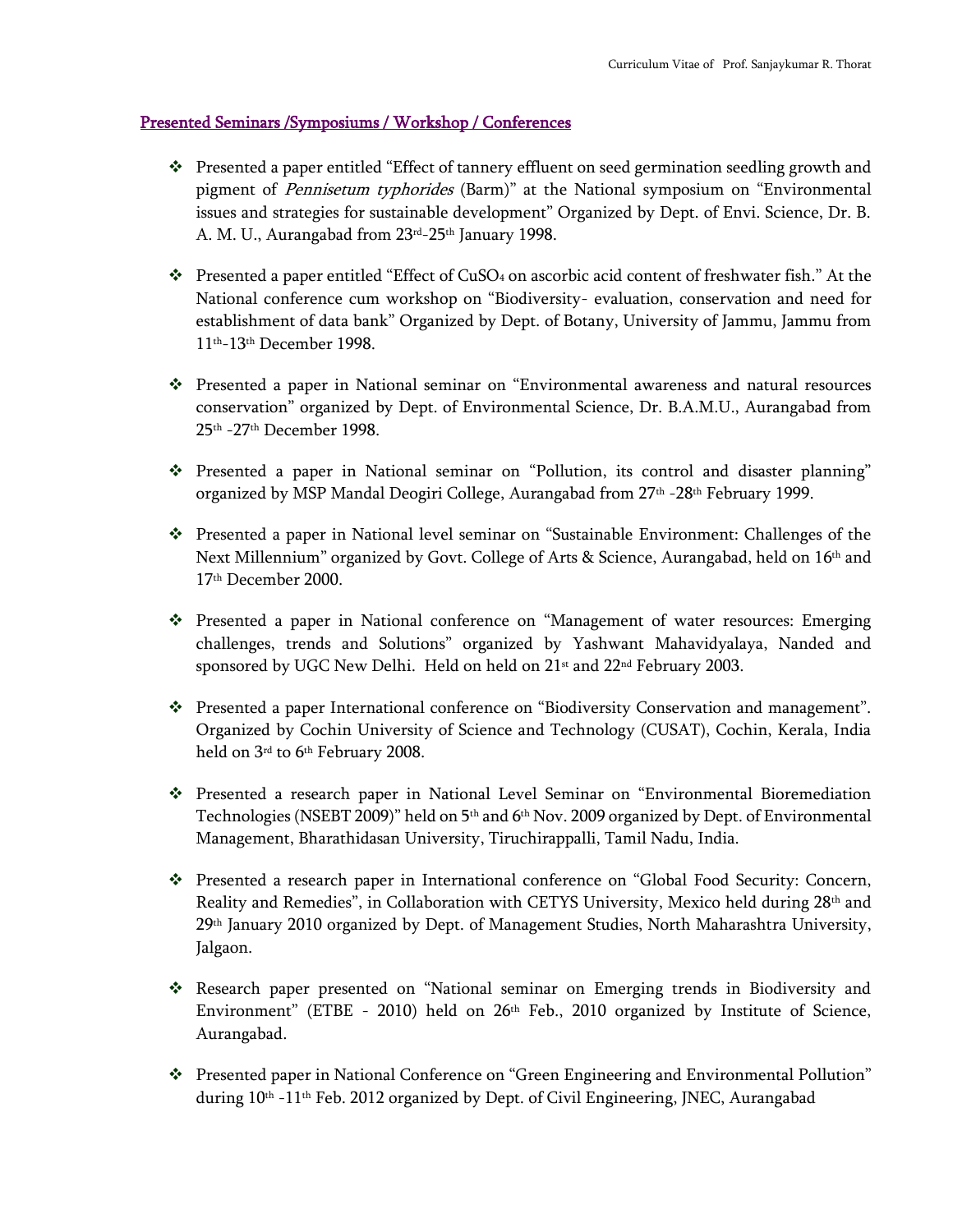## Presented Seminars /Symposiums / Workshop / Conferences

- Presented a paper entitled "Effect of tannery effluent on seed germination seedling growth and pigment of *Pennisetum typhorides* (Barm)" at the National symposium on "Environmental issues and strategies for sustainable development" Organized by Dept. of Envi. Science, Dr. B. A. M. U., Aurangabad from 23rd-25th January 1998.

- Presented a paper entitled "Effect of $CuSO_4$ on ascorbic acid content of freshwater fish." At the National conference cum workshop on "Biodiversity- evaluation, conservation and need for establishment of data bank" Organized by Dept. of Botany, University of Jammu, Jammu from 11th-13th December 1998.

- Presented a paper in National seminar on "Environmental awareness and natural resources conservation" organized by Dept. of Environmental Science, Dr. B.A.M.U., Aurangabad from 25th -27th December 1998.

- Presented a paper in National seminar on "Pollution, its control and disaster planning" organized by MSP Mandal Deogiri College, Aurangabad from 27th -28th February 1999.

- Presented a paper in National level seminar on "Sustainable Environment: Challenges of the Next Millennium" organized by Govt. College of Arts & Science, Aurangabad, held on 16th and 17th December 2000.

- Presented a paper in National conference on "Management of water resources: Emerging challenges, trends and Solutions" organized by Yashwant Mahavidyalaya, Nanded and sponsored by UGC New Delhi. Held on held on 21st and 22nd February 2003.

- Presented a paper International conference on "Biodiversity Conservation and management". Organized by Cochin University of Science and Technology (CUSAT), Cochin, Kerala, India held on 3rd to 6th February 2008.

- Presented a research paper in National Level Seminar on "Environmental Bioremediation Technologies (NSEBT 2009)" held on 5th and 6th Nov. 2009 organized by Dept. of Environmental Management, Bharathidasan University, Tiruchirappalli, Tamil Nadu, India.

- Presented a research paper in International conference on "Global Food Security: Concern, Reality and Remedies", in Collaboration with CETYS University, Mexico held during 28th and 29th January 2010 organized by Dept. of Management Studies, North Maharashtra University, Jalgaon.

- Research paper presented on "National seminar on Emerging trends in Biodiversity and Environment" (ETBE - 2010) held on 26th Feb., 2010 organized by Institute of Science, Aurangabad.

- Presented paper in National Conference on "Green Engineering and Environmental Pollution" during 10th -11th Feb. 2012 organized by Dept. of Civil Engineering, JNEC, Aurangabad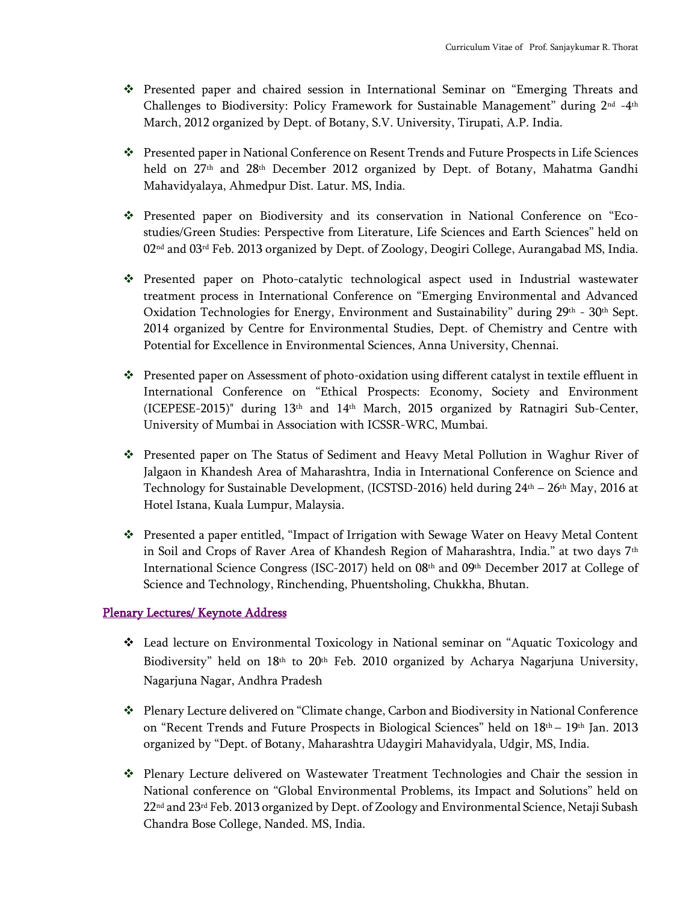- Presented paper and chaired session in International Seminar on "Emerging Threats and Challenges to Biodiversity: Policy Framework for Sustainable Management" during 2nd -4th March, 2012 organized by Dept. of Botany, S.V. University, Tirupati, A.P. India.

- Presented paper in National Conference on Resent Trends and Future Prospects in Life Sciences held on 27th and 28th December 2012 organized by Dept. of Botany, Mahatma Gandhi Mahavidyalaya, Ahmedpur Dist. Latur. MS, India.

- Presented paper on Biodiversity and its conservation in National Conference on "Eco-studies/Green Studies: Perspective from Literature, Life Sciences and Earth Sciences" held on 02nd and 03rd Feb. 2013 organized by Dept. of Zoology, Deogiri College, Aurangabad MS, India.

- Presented paper on Photo-catalytic technological aspect used in Industrial wastewater treatment process in International Conference on "Emerging Environmental and Advanced Oxidation Technologies for Energy, Environment and Sustainability" during 29th - 30th Sept. 2014 organized by Centre for Environmental Studies, Dept. of Chemistry and Centre with Potential for Excellence in Environmental Sciences, Anna University, Chennai.

- Presented paper on Assessment of photo-oxidation using different catalyst in textile effluent in International Conference on "Ethical Prospects: Economy, Society and Environment (ICEPESE-2015)" during 13th and 14th March, 2015 organized by Ratnagiri Sub-Center, University of Mumbai in Association with ICSSR-WRC, Mumbai.

- Presented paper on The Status of Sediment and Heavy Metal Pollution in Waghur River of Jalgaon in Khandesh Area of Maharashtra, India in International Conference on Science and Technology for Sustainable Development, (ICSTSD-2016) held during 24th – 26th May, 2016 at Hotel Istana, Kuala Lumpur, Malaysia.

- Presented a paper entitled, "Impact of Irrigation with Sewage Water on Heavy Metal Content in Soil and Crops of Raver Area of Khandesh Region of Maharashtra, India." at two days 7th International Science Congress (ISC-2017) held on 08th and 09th December 2017 at College of Science and Technology, Rinchending, Phuentsholing, Chukkha, Bhutan.

## Plenary Lectures/ Keynote Address

- Lead lecture on Environmental Toxicology in National seminar on "Aquatic Toxicology and Biodiversity" held on 18th to 20th Feb. 2010 organized by Acharya Nagarjuna University, Nagarjuna Nagar, Andhra Pradesh

- Plenary Lecture delivered on "Climate change, Carbon and Biodiversity in National Conference on "Recent Trends and Future Prospects in Biological Sciences" held on 18th – 19th Jan. 2013 organized by "Dept. of Botany, Maharashtra Udaygiri Mahavidyala, Udgir, MS, India.

- Plenary Lecture delivered on Wastewater Treatment Technologies and Chair the session in National conference on "Global Environmental Problems, its Impact and Solutions" held on 22nd and 23rd Feb. 2013 organized by Dept. of Zoology and Environmental Science, Netaji Subash Chandra Bose College, Nanded. MS, India.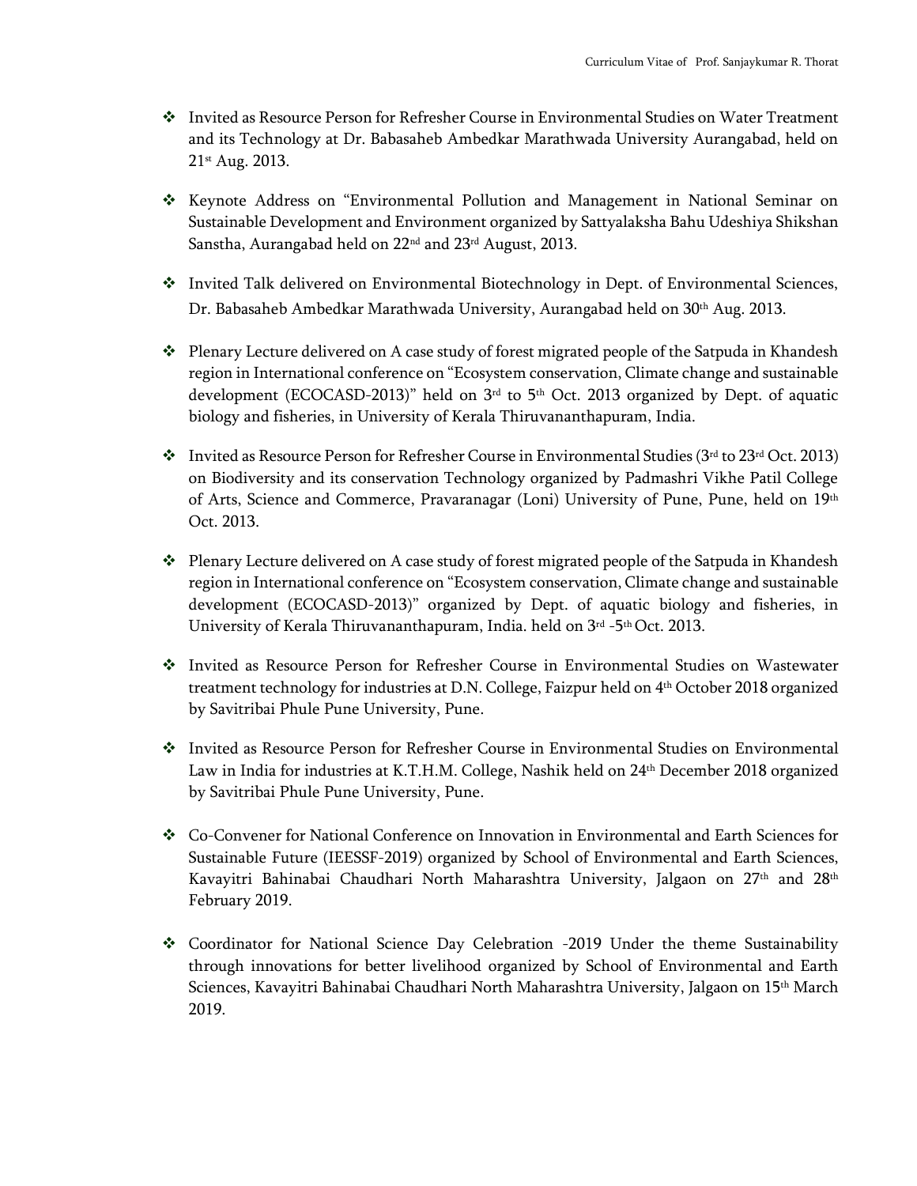- Invited as Resource Person for Refresher Course in Environmental Studies on Water Treatment and its Technology at Dr. Babasaheb Ambedkar Marathwada University Aurangabad, held on 21st Aug. 2013.

- Keynote Address on "Environmental Pollution and Management in National Seminar on Sustainable Development and Environment organized by Sattyalaksha Bahu Udeshiya Shikshan Sanstha, Aurangabad held on 22nd and 23rd August, 2013.

- Invited Talk delivered on Environmental Biotechnology in Dept. of Environmental Sciences, Dr. Babasaheb Ambedkar Marathwada University, Aurangabad held on 30th Aug. 2013.

- Plenary Lecture delivered on A case study of forest migrated people of the Satpuda in Khandesh region in International conference on "Ecosystem conservation, Climate change and sustainable development (ECOCASD-2013)" held on 3rd to 5th Oct. 2013 organized by Dept. of aquatic biology and fisheries, in University of Kerala Thiruvananthapuram, India.

- Invited as Resource Person for Refresher Course in Environmental Studies (3rd to 23rd Oct. 2013) on Biodiversity and its conservation Technology organized by Padmashri Vikhe Patil College of Arts, Science and Commerce, Pravaranagar (Loni) University of Pune, Pune, held on 19th Oct. 2013.

- Plenary Lecture delivered on A case study of forest migrated people of the Satpuda in Khandesh region in International conference on "Ecosystem conservation, Climate change and sustainable development (ECOCASD-2013)" organized by Dept. of aquatic biology and fisheries, in University of Kerala Thiruvananthapuram, India. held on 3rd -5th Oct. 2013.

- Invited as Resource Person for Refresher Course in Environmental Studies on Wastewater treatment technology for industries at D.N. College, Faizpur held on 4th October 2018 organized by Savitribai Phule Pune University, Pune.

- Invited as Resource Person for Refresher Course in Environmental Studies on Environmental Law in India for industries at K.T.H.M. College, Nashik held on 24th December 2018 organized by Savitribai Phule Pune University, Pune.

- Co-Convener for National Conference on Innovation in Environmental and Earth Sciences for Sustainable Future (IEESSF-2019) organized by School of Environmental and Earth Sciences, Kavayitri Bahinabai Chaudhari North Maharashtra University, Jalgaon on 27th and 28th February 2019.

- Coordinator for National Science Day Celebration -2019 Under the theme Sustainability through innovations for better livelihood organized by School of Environmental and Earth Sciences, Kavayitri Bahinabai Chaudhari North Maharashtra University, Jalgaon on 15th March 2019.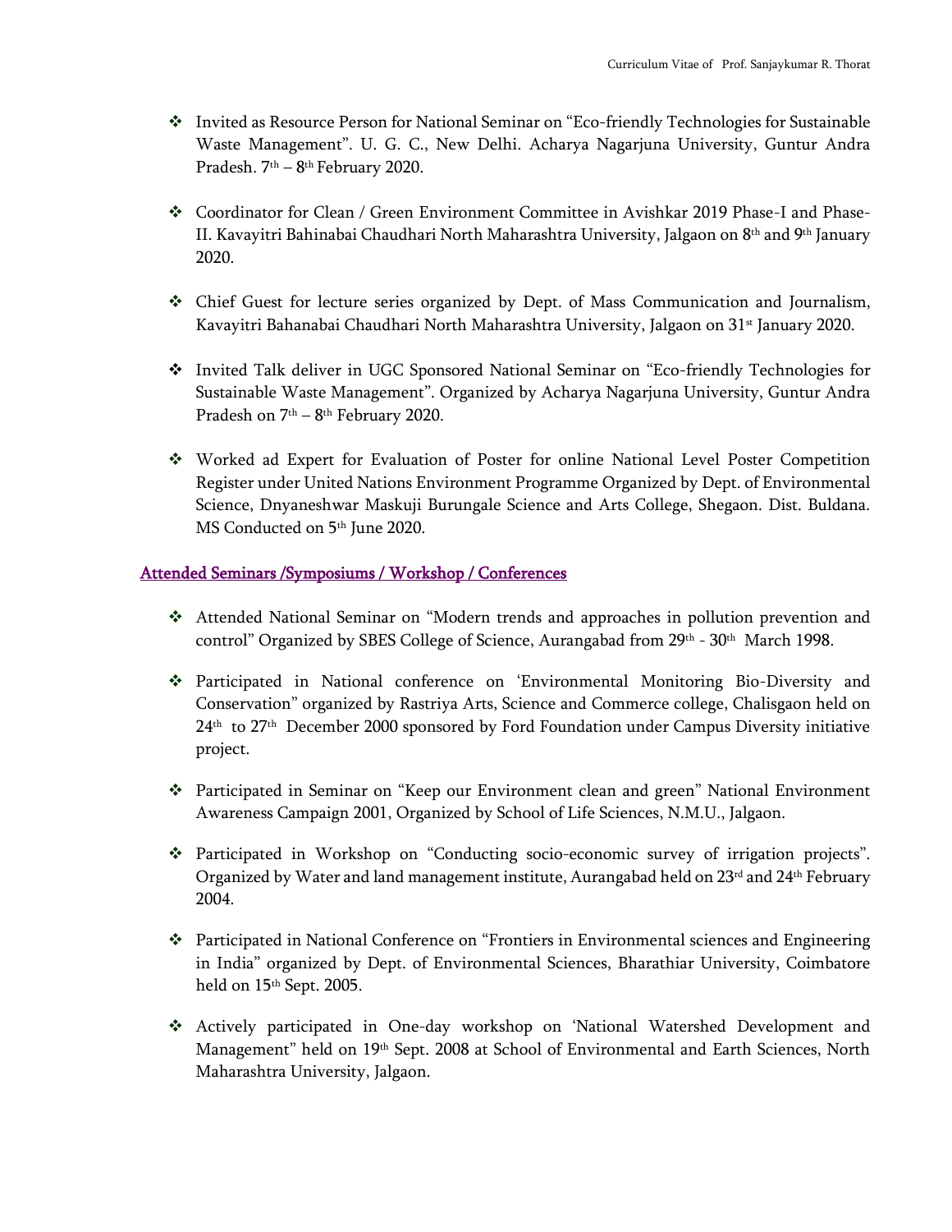- Invited as Resource Person for National Seminar on "Eco-friendly Technologies for Sustainable Waste Management". U. G. C., New Delhi. Acharya Nagarjuna University, Guntur Andra Pradesh. 7th – 8th February 2020.

- Coordinator for Clean / Green Environment Committee in Avishkar 2019 Phase-I and Phase-II. Kavayitri Bahinabai Chaudhari North Maharashtra University, Jalgaon on 8th and 9th January 2020.

- Chief Guest for lecture series organized by Dept. of Mass Communication and Journalism, Kavayitri Bahanabai Chaudhari North Maharashtra University, Jalgaon on 31st January 2020.

- Invited Talk deliver in UGC Sponsored National Seminar on "Eco-friendly Technologies for Sustainable Waste Management". Organized by Acharya Nagarjuna University, Guntur Andra Pradesh on 7th – 8th February 2020.

- Worked ad Expert for Evaluation of Poster for online National Level Poster Competition Register under United Nations Environment Programme Organized by Dept. of Environmental Science, Dnyaneshwar Maskuji Burungale Science and Arts College, Shegaon. Dist. Buldana. MS Conducted on 5th June 2020.

## Attended Seminars /Symposiums / Workshop / Conferences

- Attended National Seminar on "Modern trends and approaches in pollution prevention and control" Organized by SBES College of Science, Aurangabad from 29th - 30th March 1998.

- Participated in National conference on 'Environmental Monitoring Bio-Diversity and Conservation" organized by Rastriya Arts, Science and Commerce college, Chalisgaon held on 24th to 27th December 2000 sponsored by Ford Foundation under Campus Diversity initiative project.

- Participated in Seminar on "Keep our Environment clean and green" National Environment Awareness Campaign 2001, Organized by School of Life Sciences, N.M.U., Jalgaon.

- Participated in Workshop on "Conducting socio-economic survey of irrigation projects". Organized by Water and land management institute, Aurangabad held on 23rd and 24th February 2004.

- Participated in National Conference on "Frontiers in Environmental sciences and Engineering in India" organized by Dept. of Environmental Sciences, Bharathiar University, Coimbatore held on 15th Sept. 2005.

- Actively participated in One-day workshop on 'National Watershed Development and Management" held on 19th Sept. 2008 at School of Environmental and Earth Sciences, North Maharashtra University, Jalgaon.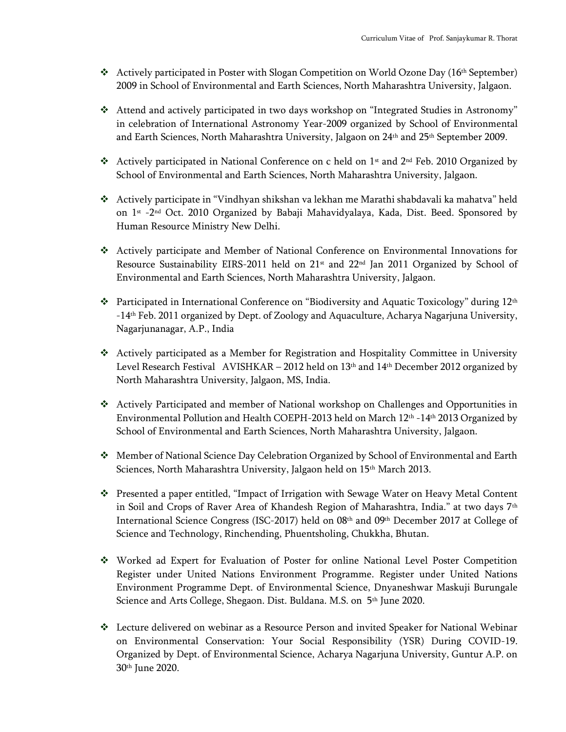- Actively participated in Poster with Slogan Competition on World Ozone Day (16th September) 2009 in School of Environmental and Earth Sciences, North Maharashtra University, Jalgaon.

- Attend and actively participated in two days workshop on "Integrated Studies in Astronomy" in celebration of International Astronomy Year-2009 organized by School of Environmental and Earth Sciences, North Maharashtra University, Jalgaon on 24th and 25th September 2009.

- Actively participated in National Conference on c held on 1st and 2nd Feb. 2010 Organized by School of Environmental and Earth Sciences, North Maharashtra University, Jalgaon.

- Actively participate in "Vindhyan shikshan va lekhan me Marathi shabdavali ka mahatva" held on 1st -2nd Oct. 2010 Organized by Babaji Mahavidyalaya, Kada, Dist. Beed. Sponsored by Human Resource Ministry New Delhi.

- Actively participate and Member of National Conference on Environmental Innovations for Resource Sustainability EIRS-2011 held on 21st and 22nd Jan 2011 Organized by School of Environmental and Earth Sciences, North Maharashtra University, Jalgaon.

- Participated in International Conference on "Biodiversity and Aquatic Toxicology" during 12th -14th Feb. 2011 organized by Dept. of Zoology and Aquaculture, Acharya Nagarjuna University, Nagarjunanagar, A.P., India

- Actively participated as a Member for Registration and Hospitality Committee in University Level Research Festival AVISHKAR – 2012 held on 13th and 14th December 2012 organized by North Maharashtra University, Jalgaon, MS, India.

- Actively Participated and member of National workshop on Challenges and Opportunities in Environmental Pollution and Health COEPH-2013 held on March 12th -14th 2013 Organized by School of Environmental and Earth Sciences, North Maharashtra University, Jalgaon.

- Member of National Science Day Celebration Organized by School of Environmental and Earth Sciences, North Maharashtra University, Jalgaon held on 15th March 2013.

- Presented a paper entitled, "Impact of Irrigation with Sewage Water on Heavy Metal Content in Soil and Crops of Raver Area of Khandesh Region of Maharashtra, India." at two days 7th International Science Congress (ISC-2017) held on 08th and 09th December 2017 at College of Science and Technology, Rinchending, Phuentsholing, Chukkha, Bhutan.

- Worked ad Expert for Evaluation of Poster for online National Level Poster Competition Register under United Nations Environment Programme. Register under United Nations Environment Programme Dept. of Environmental Science, Dnyaneshwar Maskuji Burungale Science and Arts College, Shegaon. Dist. Buldana. M.S. on 5th June 2020.

- Lecture delivered on webinar as a Resource Person and invited Speaker for National Webinar on Environmental Conservation: Your Social Responsibility (YSR) During COVID-19. Organized by Dept. of Environmental Science, Acharya Nagarjuna University, Guntur A.P. on 30th June 2020.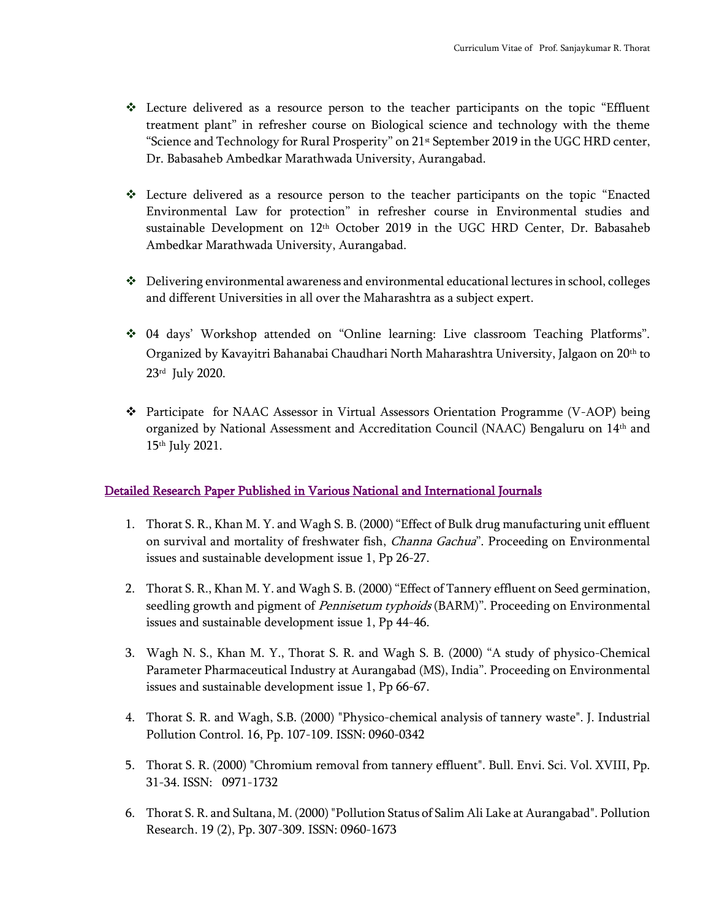- Lecture delivered as a resource person to the teacher participants on the topic "Effluent treatment plant" in refresher course on Biological science and technology with the theme "Science and Technology for Rural Prosperity" on 21st September 2019 in the UGC HRD center, Dr. Babasaheb Ambedkar Marathwada University, Aurangabad.

- Lecture delivered as a resource person to the teacher participants on the topic "Enacted Environmental Law for protection" in refresher course in Environmental studies and sustainable Development on 12th October 2019 in the UGC HRD Center, Dr. Babasaheb Ambedkar Marathwada University, Aurangabad.

- Delivering environmental awareness and environmental educational lectures in school, colleges and different Universities in all over the Maharashtra as a subject expert.

- 04 days' Workshop attended on "Online learning: Live classroom Teaching Platforms". Organized by Kavayitri Bahanabai Chaudhari North Maharashtra University, Jalgaon on 20th to 23rd July 2020.

- Participate for NAAC Assessor in Virtual Assessors Orientation Programme (V-AOP) being organized by National Assessment and Accreditation Council (NAAC) Bengaluru on 14th and 15th July 2021.

## Detailed Research Paper Published in Various National and International Journals

1. Thorat S. R., Khan M. Y. and Wagh S. B. (2000) "Effect of Bulk drug manufacturing unit effluent on survival and mortality of freshwater fish, *Channa Gachua*". Proceeding on Environmental issues and sustainable development issue 1, Pp 26-27.

2. Thorat S. R., Khan M. Y. and Wagh S. B. (2000) "Effect of Tannery effluent on Seed germination, seedling growth and pigment of *Pennisetum typhoids* (BARM)". Proceeding on Environmental issues and sustainable development issue 1, Pp 44-46.

3. Wagh N. S., Khan M. Y., Thorat S. R. and Wagh S. B. (2000) "A study of physico-Chemical Parameter Pharmaceutical Industry at Aurangabad (MS), India". Proceeding on Environmental issues and sustainable development issue 1, Pp 66-67.

4. Thorat S. R. and Wagh, S.B. (2000) "Physico-chemical analysis of tannery waste". J. Industrial Pollution Control. 16, Pp. 107-109. ISSN: 0960-0342

5. Thorat S. R. (2000) "Chromium removal from tannery effluent". Bull. Envi. Sci. Vol. XVIII, Pp. 31-34. ISSN: 0971-1732

6. Thorat S. R. and Sultana, M. (2000) "Pollution Status of Salim Ali Lake at Aurangabad". Pollution Research. 19 (2), Pp. 307-309. ISSN: 0960-1673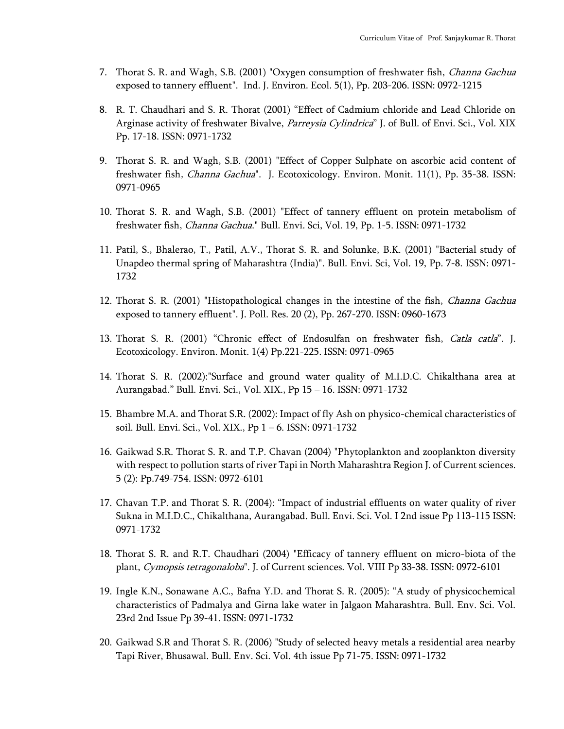7. Thorat S. R. and Wagh, S.B. (2001) "Oxygen consumption of freshwater fish, *Channa Gachua* exposed to tannery effluent". Ind. J. Environ. Ecol. 5(1), Pp. 203-206. ISSN: 0972-1215

8. R. T. Chaudhari and S. R. Thorat (2001) "Effect of Cadmium chloride and Lead Chloride on Arginase activity of freshwater Bivalve, *Parreysia Cylindrica*" J. of Bull. of Envi. Sci., Vol. XIX Pp. 17-18. ISSN: 0971-1732

9. Thorat S. R. and Wagh, S.B. (2001) "Effect of Copper Sulphate on ascorbic acid content of freshwater fish, *Channa Gachua*". J. Ecotoxicology. Environ. Monit. 11(1), Pp. 35-38. ISSN: 0971-0965

10. Thorat S. R. and Wagh, S.B. (2001) "Effect of tannery effluent on protein metabolism of freshwater fish, *Channa Gachua*." Bull. Envi. Sci, Vol. 19, Pp. 1-5. ISSN: 0971-1732

11. Patil, S., Bhalerao, T., Patil, A.V., Thorat S. R. and Solunke, B.K. (2001) "Bacterial study of Unapdeo thermal spring of Maharashtra (India)". Bull. Envi. Sci, Vol. 19, Pp. 7-8. ISSN: 0971-1732

12. Thorat S. R. (2001) "Histopathological changes in the intestine of the fish, *Channa Gachua* exposed to tannery effluent". J. Poll. Res. 20 (2), Pp. 267-270. ISSN: 0960-1673

13. Thorat S. R. (2001) "Chronic effect of Endosulfan on freshwater fish, *Catla catla*". J. Ecotoxicology. Environ. Monit. 1(4) Pp.221-225. ISSN: 0971-0965

14. Thorat S. R. (2002):"Surface and ground water quality of M.I.D.C. Chikalthana area at Aurangabad." Bull. Envi. Sci., Vol. XIX., Pp 15 – 16. ISSN: 0971-1732

15. Bhambre M.A. and Thorat S.R. (2002): Impact of fly Ash on physico-chemical characteristics of soil. Bull. Envi. Sci., Vol. XIX., Pp 1 – 6. ISSN: 0971-1732

16. Gaikwad S.R. Thorat S. R. and T.P. Chavan (2004) "Phytoplankton and zooplankton diversity with respect to pollution starts of river Tapi in North Maharashtra Region J. of Current sciences. 5 (2): Pp.749-754. ISSN: 0972-6101

17. Chavan T.P. and Thorat S. R. (2004): "Impact of industrial effluents on water quality of river Sukna in M.I.D.C., Chikalthana, Aurangabad. Bull. Envi. Sci. Vol. I 2nd issue Pp 113-115 ISSN: 0971-1732

18. Thorat S. R. and R.T. Chaudhari (2004) "Efficacy of tannery effluent on micro-biota of the plant, *Cymopsis tetragonaloba*". J. of Current sciences. Vol. VIII Pp 33-38. ISSN: 0972-6101

19. Ingle K.N., Sonawane A.C., Bafna Y.D. and Thorat S. R. (2005): "A study of physicochemical characteristics of Padmalya and Girna lake water in Jalgaon Maharashtra. Bull. Env. Sci. Vol. 23rd 2nd Issue Pp 39-41. ISSN: 0971-1732

20. Gaikwad S.R and Thorat S. R. (2006) "Study of selected heavy metals a residential area nearby Tapi River, Bhusawal. Bull. Env. Sci. Vol. 4th issue Pp 71-75. ISSN: 0971-1732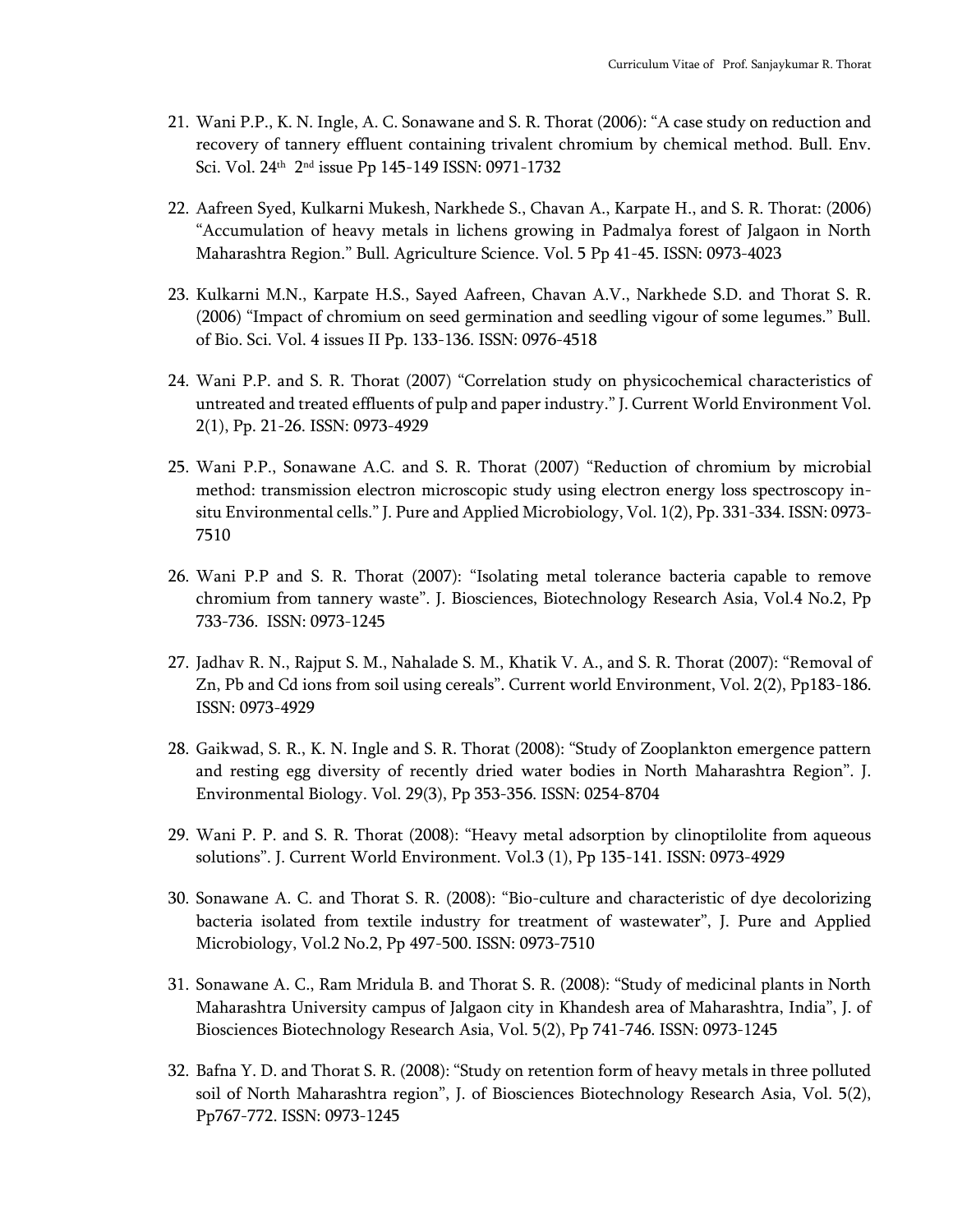21. Wani P.P., K. N. Ingle, A. C. Sonawane and S. R. Thorat (2006): "A case study on reduction and recovery of tannery effluent containing trivalent chromium by chemical method. Bull. Env. Sci. Vol. 24th 2nd issue Pp 145-149 ISSN: 0971-1732

22. Aafreen Syed, Kulkarni Mukesh, Narkhede S., Chavan A., Karpate H., and S. R. Thorat: (2006) "Accumulation of heavy metals in lichens growing in Padmalya forest of Jalgaon in North Maharashtra Region." Bull. Agriculture Science. Vol. 5 Pp 41-45. ISSN: 0973-4023

23. Kulkarni M.N., Karpate H.S., Sayed Aafreen, Chavan A.V., Narkhede S.D. and Thorat S. R. (2006) "Impact of chromium on seed germination and seedling vigour of some legumes." Bull. of Bio. Sci. Vol. 4 issues II Pp. 133-136. ISSN: 0976-4518

24. Wani P.P. and S. R. Thorat (2007) "Correlation study on physicochemical characteristics of untreated and treated effluents of pulp and paper industry." J. Current World Environment Vol. 2(1), Pp. 21-26. ISSN: 0973-4929

25. Wani P.P., Sonawane A.C. and S. R. Thorat (2007) "Reduction of chromium by microbial method: transmission electron microscopic study using electron energy loss spectroscopy in-situ Environmental cells." J. Pure and Applied Microbiology, Vol. 1(2), Pp. 331-334. ISSN: 0973-7510

26. Wani P.P and S. R. Thorat (2007): "Isolating metal tolerance bacteria capable to remove chromium from tannery waste". J. Biosciences, Biotechnology Research Asia, Vol.4 No.2, Pp 733-736. ISSN: 0973-1245

27. Jadhav R. N., Rajput S. M., Nahalade S. M., Khatik V. A., and S. R. Thorat (2007): "Removal of Zn, Pb and Cd ions from soil using cereals". Current world Environment, Vol. 2(2), Pp183-186. ISSN: 0973-4929

28. Gaikwad, S. R., K. N. Ingle and S. R. Thorat (2008): "Study of Zooplankton emergence pattern and resting egg diversity of recently dried water bodies in North Maharashtra Region". J. Environmental Biology. Vol. 29(3), Pp 353-356. ISSN: 0254-8704

29. Wani P. P. and S. R. Thorat (2008): "Heavy metal adsorption by clinoptilolite from aqueous solutions". J. Current World Environment. Vol.3 (1), Pp 135-141. ISSN: 0973-4929

30. Sonawane A. C. and Thorat S. R. (2008): "Bio-culture and characteristic of dye decolorizing bacteria isolated from textile industry for treatment of wastewater", J. Pure and Applied Microbiology, Vol.2 No.2, Pp 497-500. ISSN: 0973-7510

31. Sonawane A. C., Ram Mridula B. and Thorat S. R. (2008): "Study of medicinal plants in North Maharashtra University campus of Jalgaon city in Khandesh area of Maharashtra, India", J. of Biosciences Biotechnology Research Asia, Vol. 5(2), Pp 741-746. ISSN: 0973-1245

32. Bafna Y. D. and Thorat S. R. (2008): "Study on retention form of heavy metals in three polluted soil of North Maharashtra region", J. of Biosciences Biotechnology Research Asia, Vol. 5(2), Pp767-772. ISSN: 0973-1245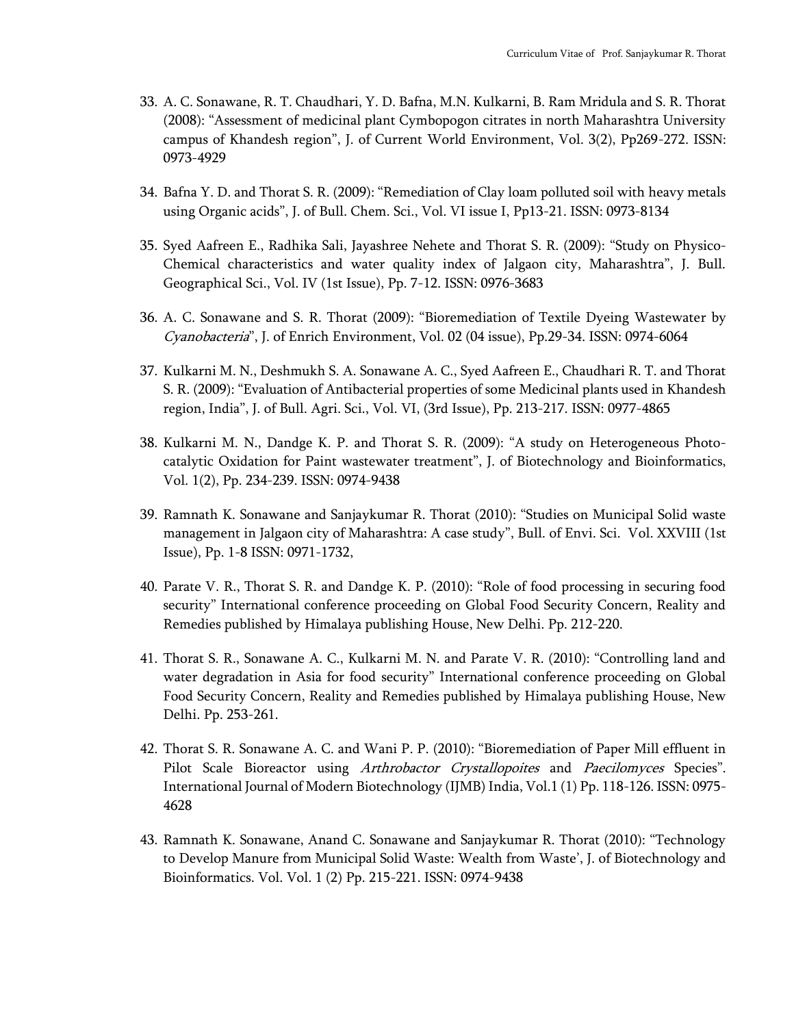33. A. C. Sonawane, R. T. Chaudhari, Y. D. Bafna, M.N. Kulkarni, B. Ram Mridula and S. R. Thorat (2008): "Assessment of medicinal plant Cymbopogon citrates in north Maharashtra University campus of Khandesh region", J. of Current World Environment, Vol. 3(2), Pp269-272. ISSN: 0973-4929

34. Bafna Y. D. and Thorat S. R. (2009): "Remediation of Clay loam polluted soil with heavy metals using Organic acids", J. of Bull. Chem. Sci., Vol. VI issue I, Pp13-21. ISSN: 0973-8134

35. Syed Aafreen E., Radhika Sali, Jayashree Nehete and Thorat S. R. (2009): "Study on Physico-Chemical characteristics and water quality index of Jalgaon city, Maharashtra", J. Bull. Geographical Sci., Vol. IV (1st Issue), Pp. 7-12. ISSN: 0976-3683

36. A. C. Sonawane and S. R. Thorat (2009): "Bioremediation of Textile Dyeing Wastewater by *Cyanobacteria*", J. of Enrich Environment, Vol. 02 (04 issue), Pp.29-34. ISSN: 0974-6064

37. Kulkarni M. N., Deshmukh S. A. Sonawane A. C., Syed Aafreen E., Chaudhari R. T. and Thorat S. R. (2009): "Evaluation of Antibacterial properties of some Medicinal plants used in Khandesh region, India", J. of Bull. Agri. Sci., Vol. VI, (3rd Issue), Pp. 213-217. ISSN: 0977-4865

38. Kulkarni M. N., Dandge K. P. and Thorat S. R. (2009): "A study on Heterogeneous Photo-catalytic Oxidation for Paint wastewater treatment", J. of Biotechnology and Bioinformatics, Vol. 1(2), Pp. 234-239. ISSN: 0974-9438

39. Ramnath K. Sonawane and Sanjaykumar R. Thorat (2010): "Studies on Municipal Solid waste management in Jalgaon city of Maharashtra: A case study", Bull. of Envi. Sci. Vol. XXVIII (1st Issue), Pp. 1-8 ISSN: 0971-1732,

40. Parate V. R., Thorat S. R. and Dandge K. P. (2010): "Role of food processing in securing food security" International conference proceeding on Global Food Security Concern, Reality and Remedies published by Himalaya publishing House, New Delhi. Pp. 212-220.

41. Thorat S. R., Sonawane A. C., Kulkarni M. N. and Parate V. R. (2010): "Controlling land and water degradation in Asia for food security" International conference proceeding on Global Food Security Concern, Reality and Remedies published by Himalaya publishing House, New Delhi. Pp. 253-261.

42. Thorat S. R. Sonawane A. C. and Wani P. P. (2010): "Bioremediation of Paper Mill effluent in Pilot Scale Bioreactor using *Arthrobactor Crystallopoites* and *Paecilomyces* Species". International Journal of Modern Biotechnology (IJMB) India, Vol.1 (1) Pp. 118-126. ISSN: 0975-4628

43. Ramnath K. Sonawane, Anand C. Sonawane and Sanjaykumar R. Thorat (2010): "Technology to Develop Manure from Municipal Solid Waste: Wealth from Waste', J. of Biotechnology and Bioinformatics. Vol. Vol. 1 (2) Pp. 215-221. ISSN: 0974-9438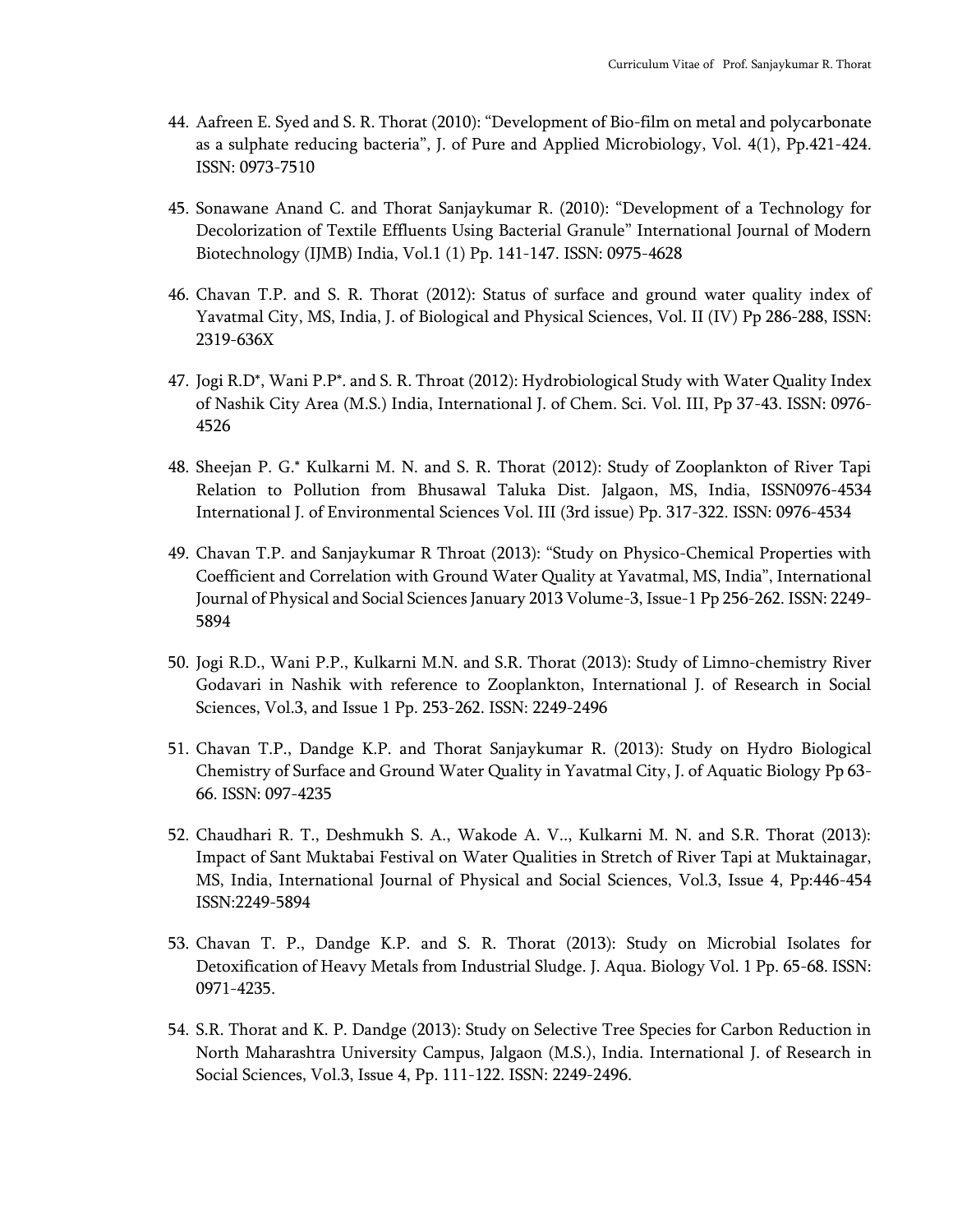44. Aafreen E. Syed and S. R. Thorat (2010): "Development of Bio-film on metal and polycarbonate as a sulphate reducing bacteria", J. of Pure and Applied Microbiology, Vol. 4(1), Pp.421-424. ISSN: 0973-7510

45. Sonawane Anand C. and Thorat Sanjaykumar R. (2010): "Development of a Technology for Decolorization of Textile Effluents Using Bacterial Granule" International Journal of Modern Biotechnology (IJMB) India, Vol.1 (1) Pp. 141-147. ISSN: 0975-4628

46. Chavan T.P. and S. R. Thorat (2012): Status of surface and ground water quality index of Yavatmal City, MS, India, J. of Biological and Physical Sciences, Vol. II (IV) Pp 286-288, ISSN: 2319-636X

47. Jogi R.D*, Wani P.P*. and S. R. Throat (2012): Hydrobiological Study with Water Quality Index of Nashik City Area (M.S.) India, International J. of Chem. Sci. Vol. III, Pp 37-43. ISSN: 0976-4526

48. Sheejan P. G.* Kulkarni M. N. and S. R. Thorat (2012): Study of Zooplankton of River Tapi Relation to Pollution from Bhusawal Taluka Dist. Jalgaon, MS, India, ISSN0976-4534 International J. of Environmental Sciences Vol. III (3rd issue) Pp. 317-322. ISSN: 0976-4534

49. Chavan T.P. and Sanjaykumar R Throat (2013): "Study on Physico-Chemical Properties with Coefficient and Correlation with Ground Water Quality at Yavatmal, MS, India", International Journal of Physical and Social Sciences January 2013 Volume-3, Issue-1 Pp 256-262. ISSN: 2249-5894

50. Jogi R.D., Wani P.P., Kulkarni M.N. and S.R. Thorat (2013): Study of Limno-chemistry River Godavari in Nashik with reference to Zooplankton, International J. of Research in Social Sciences, Vol.3, and Issue 1 Pp. 253-262. ISSN: 2249-2496

51. Chavan T.P., Dandge K.P. and Thorat Sanjaykumar R. (2013): Study on Hydro Biological Chemistry of Surface and Ground Water Quality in Yavatmal City, J. of Aquatic Biology Pp 63-66. ISSN: 097-4235

52. Chaudhari R. T., Deshmukh S. A., Wakode A. V.., Kulkarni M. N. and S.R. Thorat (2013): Impact of Sant Muktabai Festival on Water Qualities in Stretch of River Tapi at Muktainagar, MS, India, International Journal of Physical and Social Sciences, Vol.3, Issue 4, Pp:446-454 ISSN:2249-5894

53. Chavan T. P., Dandge K.P. and S. R. Thorat (2013): Study on Microbial Isolates for Detoxification of Heavy Metals from Industrial Sludge. J. Aqua. Biology Vol. 1 Pp. 65-68. ISSN: 0971-4235.

54. S.R. Thorat and K. P. Dandge (2013): Study on Selective Tree Species for Carbon Reduction in North Maharashtra University Campus, Jalgaon (M.S.), India. International J. of Research in Social Sciences, Vol.3, Issue 4, Pp. 111-122. ISSN: 2249-2496.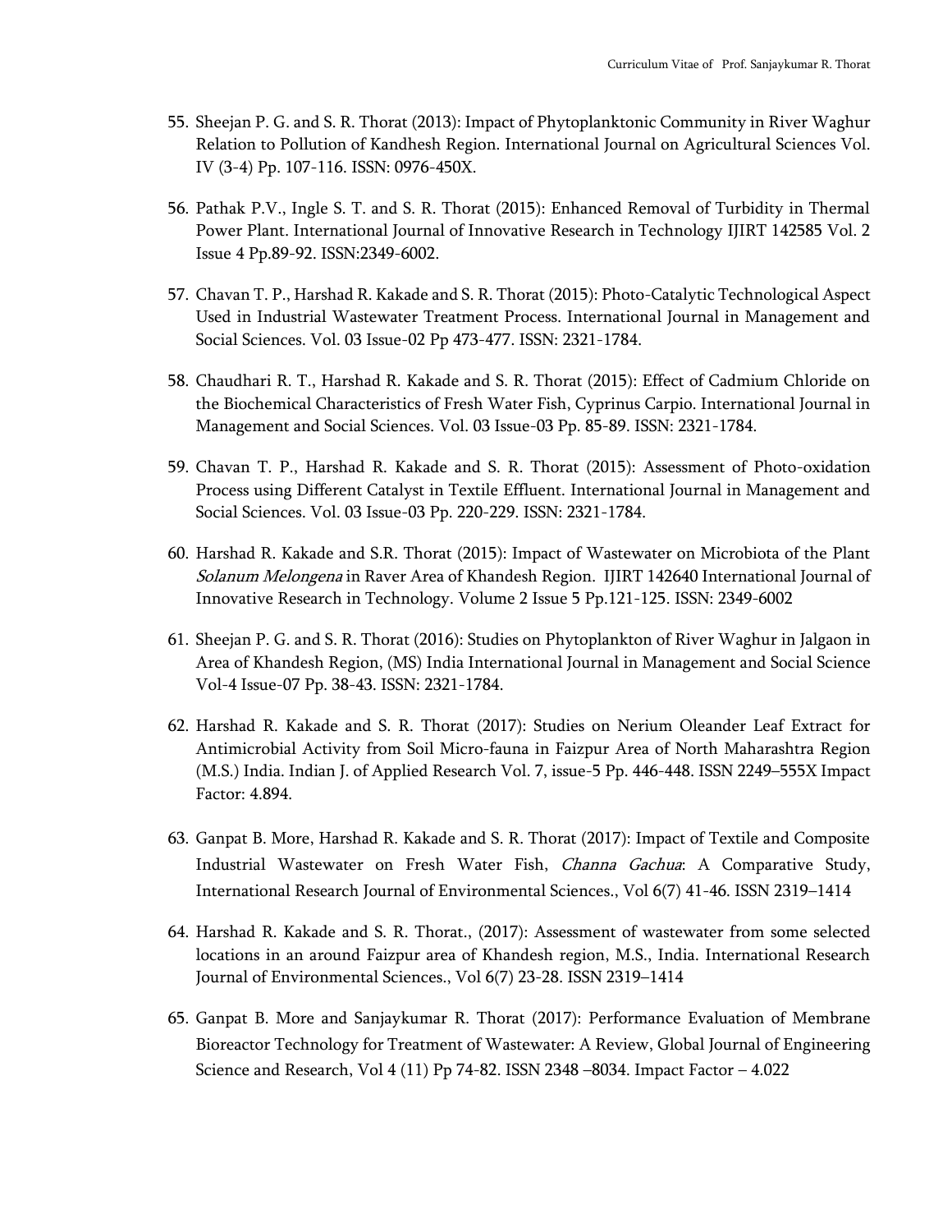55. Sheejan P. G. and S. R. Thorat (2013): Impact of Phytoplanktonic Community in River Waghur Relation to Pollution of Kandhesh Region. International Journal on Agricultural Sciences Vol. IV (3-4) Pp. 107-116. ISSN: 0976-450X.

56. Pathak P.V., Ingle S. T. and S. R. Thorat (2015): Enhanced Removal of Turbidity in Thermal Power Plant. International Journal of Innovative Research in Technology IJIRT 142585 Vol. 2 Issue 4 Pp.89-92. ISSN:2349-6002.

57. Chavan T. P., Harshad R. Kakade and S. R. Thorat (2015): Photo-Catalytic Technological Aspect Used in Industrial Wastewater Treatment Process. International Journal in Management and Social Sciences. Vol. 03 Issue-02 Pp 473-477. ISSN: 2321-1784.

58. Chaudhari R. T., Harshad R. Kakade and S. R. Thorat (2015): Effect of Cadmium Chloride on the Biochemical Characteristics of Fresh Water Fish, Cyprinus Carpio. International Journal in Management and Social Sciences. Vol. 03 Issue-03 Pp. 85-89. ISSN: 2321-1784.

59. Chavan T. P., Harshad R. Kakade and S. R. Thorat (2015): Assessment of Photo-oxidation Process using Different Catalyst in Textile Effluent. International Journal in Management and Social Sciences. Vol. 03 Issue-03 Pp. 220-229. ISSN: 2321-1784.

60. Harshad R. Kakade and S.R. Thorat (2015): Impact of Wastewater on Microbiota of the Plant *Solanum Melongena* in Raver Area of Khandesh Region. IJIRT 142640 International Journal of Innovative Research in Technology. Volume 2 Issue 5 Pp.121-125. ISSN: 2349-6002

61. Sheejan P. G. and S. R. Thorat (2016): Studies on Phytoplankton of River Waghur in Jalgaon in Area of Khandesh Region, (MS) India International Journal in Management and Social Science Vol-4 Issue-07 Pp. 38-43. ISSN: 2321-1784.

62. Harshad R. Kakade and S. R. Thorat (2017): Studies on Nerium Oleander Leaf Extract for Antimicrobial Activity from Soil Micro-fauna in Faizpur Area of North Maharashtra Region (M.S.) India. Indian J. of Applied Research Vol. 7, issue-5 Pp. 446-448. ISSN 2249–555X Impact Factor: 4.894.

63. Ganpat B. More, Harshad R. Kakade and S. R. Thorat (2017): Impact of Textile and Composite Industrial Wastewater on Fresh Water Fish, *Channa Gachua*: A Comparative Study, International Research Journal of Environmental Sciences., Vol 6(7) 41-46. ISSN 2319–1414

64. Harshad R. Kakade and S. R. Thorat., (2017): Assessment of wastewater from some selected locations in an around Faizpur area of Khandesh region, M.S., India. International Research Journal of Environmental Sciences., Vol 6(7) 23-28. ISSN 2319–1414

65. Ganpat B. More and Sanjaykumar R. Thorat (2017): Performance Evaluation of Membrane Bioreactor Technology for Treatment of Wastewater: A Review, Global Journal of Engineering Science and Research, Vol 4 (11) Pp 74-82. ISSN 2348 –8034. Impact Factor – 4.022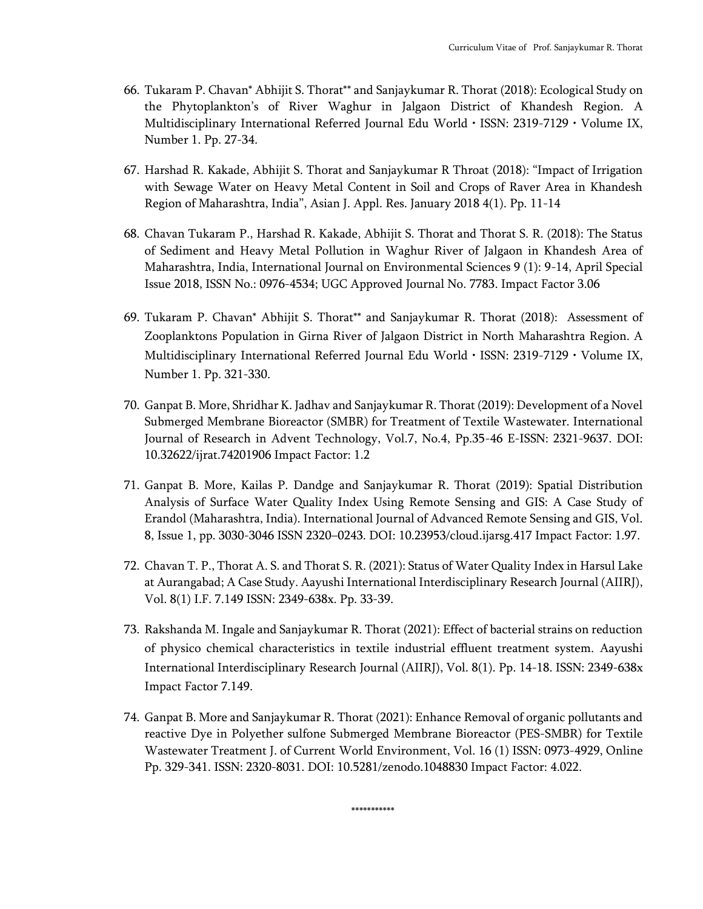66. Tukaram P. Chavan* Abhijit S. Thorat** and Sanjaykumar R. Thorat (2018): Ecological Study on the Phytoplankton's of River Waghur in Jalgaon District of Khandesh Region. A Multidisciplinary International Referred Journal Edu World • ISSN: 2319-7129 • Volume IX, Number 1. Pp. 27-34.

67. Harshad R. Kakade, Abhijit S. Thorat and Sanjaykumar R Throat (2018): "Impact of Irrigation with Sewage Water on Heavy Metal Content in Soil and Crops of Raver Area in Khandesh Region of Maharashtra, India", Asian J. Appl. Res. January 2018 4(1). Pp. 11-14

68. Chavan Tukaram P., Harshad R. Kakade, Abhijit S. Thorat and Thorat S. R. (2018): The Status of Sediment and Heavy Metal Pollution in Waghur River of Jalgaon in Khandesh Area of Maharashtra, India, International Journal on Environmental Sciences 9 (1): 9-14, April Special Issue 2018, ISSN No.: 0976-4534; UGC Approved Journal No. 7783. Impact Factor 3.06

69. Tukaram P. Chavan* Abhijit S. Thorat** and Sanjaykumar R. Thorat (2018): Assessment of Zooplanktons Population in Girna River of Jalgaon District in North Maharashtra Region. A Multidisciplinary International Referred Journal Edu World • ISSN: 2319-7129 • Volume IX, Number 1. Pp. 321-330.

70. Ganpat B. More, Shridhar K. Jadhav and Sanjaykumar R. Thorat (2019): Development of a Novel Submerged Membrane Bioreactor (SMBR) for Treatment of Textile Wastewater. International Journal of Research in Advent Technology, Vol.7, No.4, Pp.35-46 E-ISSN: 2321-9637. DOI: 10.32622/ijrat.74201906 Impact Factor: 1.2

71. Ganpat B. More, Kailas P. Dandge and Sanjaykumar R. Thorat (2019): Spatial Distribution Analysis of Surface Water Quality Index Using Remote Sensing and GIS: A Case Study of Erandol (Maharashtra, India). International Journal of Advanced Remote Sensing and GIS, Vol. 8, Issue 1, pp. 3030-3046 ISSN 2320–0243. DOI: 10.23953/cloud.ijarsg.417 Impact Factor: 1.97.

72. Chavan T. P., Thorat A. S. and Thorat S. R. (2021): Status of Water Quality Index in Harsul Lake at Aurangabad; A Case Study. Aayushi International Interdisciplinary Research Journal (AIIRJ), Vol. 8(1) I.F. 7.149 ISSN: 2349-638x. Pp. 33-39.

73. Rakshanda M. Ingale and Sanjaykumar R. Thorat (2021): Effect of bacterial strains on reduction of physico chemical characteristics in textile industrial effluent treatment system. Aayushi International Interdisciplinary Research Journal (AIIRJ), Vol. 8(1). Pp. 14-18. ISSN: 2349-638x Impact Factor 7.149.

74. Ganpat B. More and Sanjaykumar R. Thorat (2021): Enhance Removal of organic pollutants and reactive Dye in Polyether sulfone Submerged Membrane Bioreactor (PES-SMBR) for Textile Wastewater Treatment J. of Current World Environment, Vol. 16 (1) ISSN: 0973-4929, Online Pp. 329-341. ISSN: 2320-8031. DOI: 10.5281/zenodo.1048830 Impact Factor: 4.022.

***********